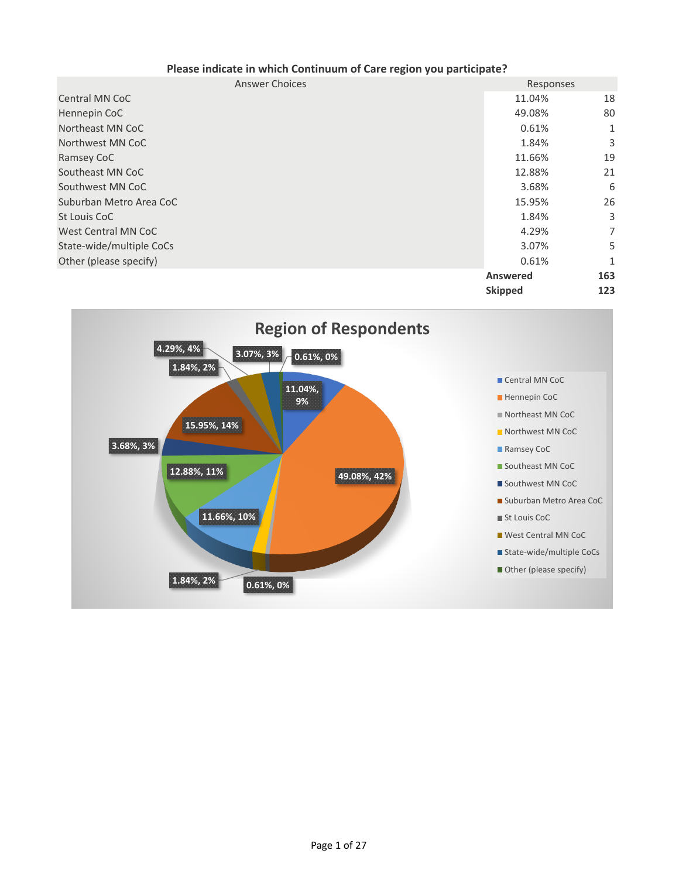**Please indicate in which Continuum of Care region you participate?**

| Answer Choices | Responses | |
|---|---|---|
| Central MN CoC | 11.04% | 18 |
| Hennepin CoC | 49.08% | 80 |
| Northeast MN CoC | 0.61% | 1 |
| Northwest MN CoC | 1.84% | 3 |
| Ramsey CoC | 11.66% | 19 |
| Southeast MN CoC | 12.88% | 21 |
| Southwest MN CoC | 3.68% | 6 |
| Suburban Metro Area CoC | 15.95% | 26 |
| St Louis CoC | 1.84% | 3 |
| West Central MN CoC | 4.29% | 7 |
| State-wide/multiple CoCs | 3.07% | 5 |
| Other (please specify) | 0.61% | 1 |
| | **Answered** | **163** |
| | **Skipped** | **123** |

**Region of Respondents**

| Region | Label |
|---|---|
| Central MN CoC | 11.04%, 9% |
| Hennepin CoC | 49.08%, 42% |
| Northeast MN CoC | 0.61%, 0% |
| Northwest MN CoC | 1.84%, 2% |
| Ramsey CoC | 11.66%, 10% |
| Southeast MN CoC | 12.88%, 11% |
| Southwest MN CoC | 3.68%, 3% |
| Suburban Metro Area CoC | 15.95%, 14% |
| St Louis CoC | 1.84%, 2% |
| West Central MN CoC | 4.29%, 4% |
| State-wide/multiple CoCs | 3.07%, 3% |
| Other (please specify) | 0.61%, 0% |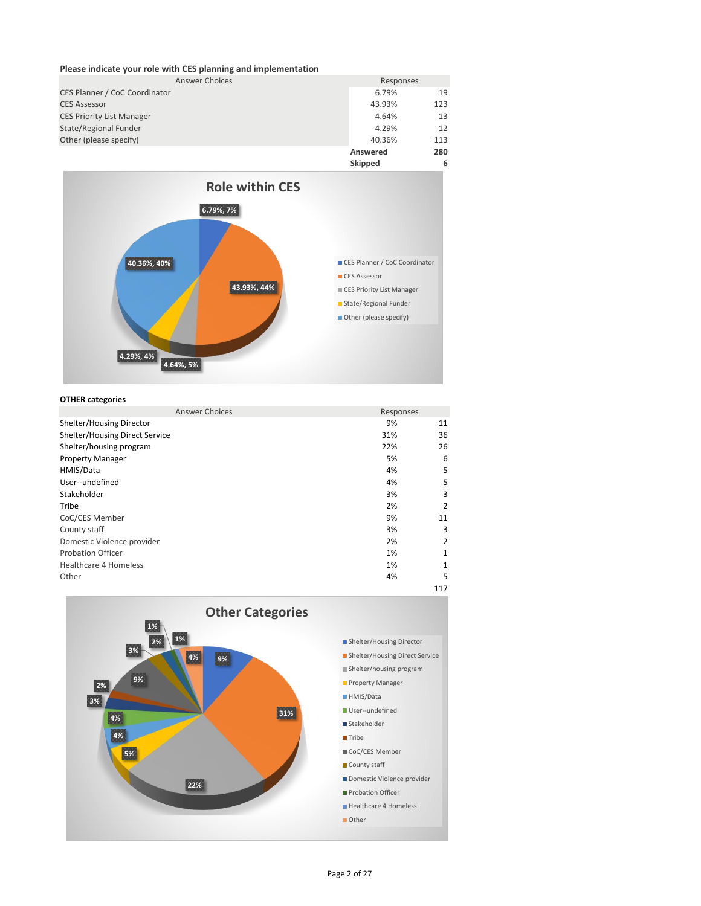**Please indicate your role with CES planning and implementation**

| Answer Choices | Responses | |
|---|---|---|
| CES Planner / CoC Coordinator | 6.79% | 19 |
| CES Assessor | 43.93% | 123 |
| CES Priority List Manager | 4.64% | 13 |
| State/Regional Funder | 4.29% | 12 |
| Other (please specify) | 40.36% | 113 |
| | **Answered** | **280** |
| | **Skipped** | **6** |

**Role within CES**

| Category | Label |
|---|---|
| CES Planner / CoC Coordinator | 6.79%, 7% |
| CES Assessor | 43.93%, 44% |
| CES Priority List Manager | 4.64%, 5% |
| State/Regional Funder | 4.29%, 4% |
| Other (please specify) | 40.36%, 40% |

**OTHER categories**

| Answer Choices | Responses | |
|---|---|---|
| Shelter/Housing Director | 9% | 11 |
| Shelter/Housing Direct Service | 31% | 36 |
| Shelter/housing program | 22% | 26 |
| Property Manager | 5% | 6 |
| HMIS/Data | 4% | 5 |
| User--undefined | 4% | 5 |
| Stakeholder | 3% | 3 |
| Tribe | 2% | 2 |
| CoC/CES Member | 9% | 11 |
| County staff | 3% | 3 |
| Domestic Violence provider | 2% | 2 |
| Probation Officer | 1% | 1 |
| Healthcare 4 Homeless | 1% | 1 |
| Other | 4% | 5 |
| | | 117 |

**Other Categories**

| Category | Label |
|---|---|
| Shelter/Housing Director | 9% |
| Shelter/Housing Direct Service | 31% |
| Shelter/housing program | 22% |
| Property Manager | 5% |
| HMIS/Data | 4% |
| User--undefined | 4% |
| Stakeholder | 3% |
| Tribe | 2% |
| CoC/CES Member | 9% |
| County staff | 3% |
| Domestic Violence provider | 2% |
| Probation Officer | 1% |
| Healthcare 4 Homeless | 1% |
| Other | 4% |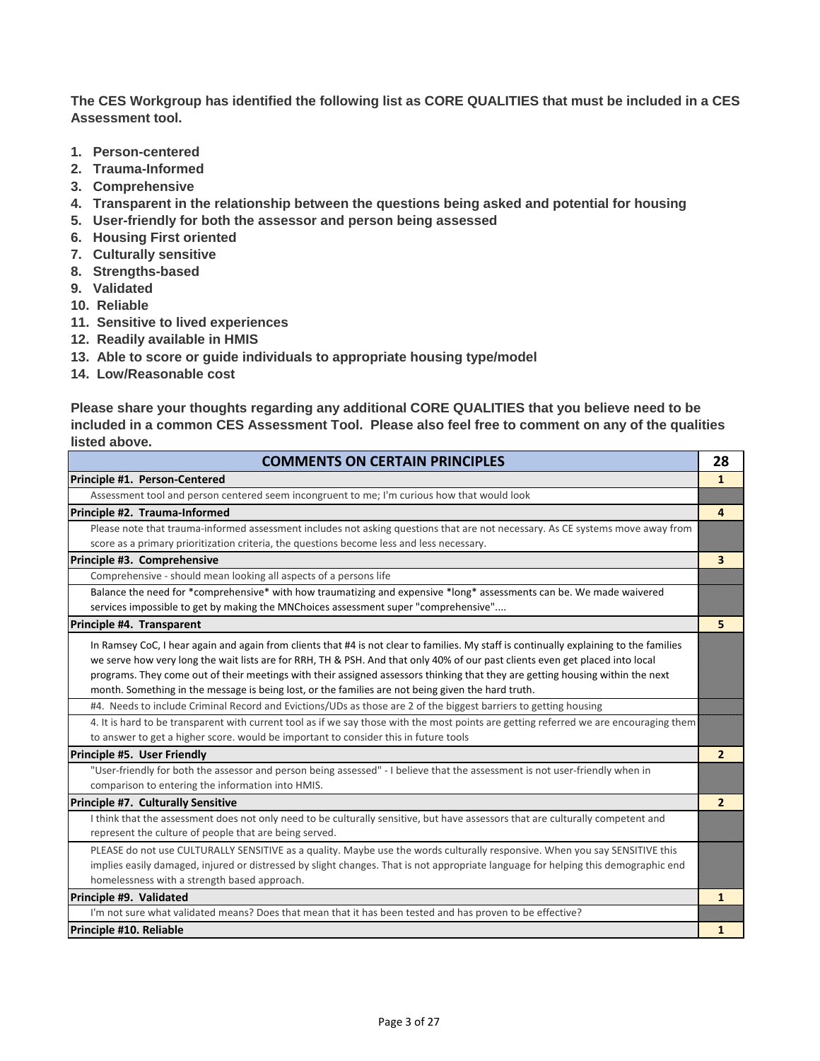**The CES Workgroup has identified the following list as CORE QUALITIES that must be included in a CES Assessment tool.**

1. **Person-centered**
2. **Trauma-Informed**
3. **Comprehensive**
4. **Transparent in the relationship between the questions being asked and potential for housing**
5. **User-friendly for both the assessor and person being assessed**
6. **Housing First oriented**
7. **Culturally sensitive**
8. **Strengths-based**
9. **Validated**
10. **Reliable**
11. **Sensitive to lived experiences**
12. **Readily available in HMIS**
13. **Able to score or guide individuals to appropriate housing type/model**
14. **Low/Reasonable cost**

**Please share your thoughts regarding any additional CORE QUALITIES that you believe need to be included in a common CES Assessment Tool. Please also feel free to comment on any of the qualities listed above.**

| COMMENTS ON CERTAIN PRINCIPLES | 28 |
|---|---|
| **Principle #1. Person-Centered** | **1** |
| Assessment tool and person centered seem incongruent to me; I'm curious how that would look | |
| **Principle #2. Trauma-Informed** | **4** |
| Please note that trauma-informed assessment includes not asking questions that are not necessary. As CE systems move away from score as a primary prioritization criteria, the questions become less and less necessary. | |
| **Principle #3. Comprehensive** | **3** |
| Comprehensive - should mean looking all aspects of a persons life | |
| Balance the need for *comprehensive* with how traumatizing and expensive *long* assessments can be. We made waivered services impossible to get by making the MNChoices assessment super "comprehensive".... | |
| **Principle #4. Transparent** | **5** |
| In Ramsey CoC, I hear again and again from clients that #4 is not clear to families. My staff is continually explaining to the families we serve how very long the wait lists are for RRH, TH & PSH. And that only 40% of our past clients even get placed into local programs. They come out of their meetings with their assigned assessors thinking that they are getting housing within the next month. Something in the message is being lost, or the families are not being given the hard truth. | |
| #4. Needs to include Criminal Record and Evictions/UDs as those are 2 of the biggest barriers to getting housing | |
| 4. It is hard to be transparent with current tool as if we say those with the most points are getting referred we are encouraging them to answer to get a higher score. would be important to consider this in future tools | |
| **Principle #5. User Friendly** | **2** |
| "User-friendly for both the assessor and person being assessed" - I believe that the assessment is not user-friendly when in comparison to entering the information into HMIS. | |
| **Principle #7. Culturally Sensitive** | **2** |
| I think that the assessment does not only need to be culturally sensitive, but have assessors that are culturally competent and represent the culture of people that are being served. | |
| PLEASE do not use CULTURALLY SENSITIVE as a quality. Maybe use the words culturally responsive. When you say SENSITIVE this implies easily damaged, injured or distressed by slight changes. That is not appropriate language for helping this demographic end homelessness with a strength based approach. | |
| **Principle #9. Validated** | **1** |
| I'm not sure what validated means? Does that mean that it has been tested and has proven to be effective? | |
| **Principle #10. Reliable** | **1** |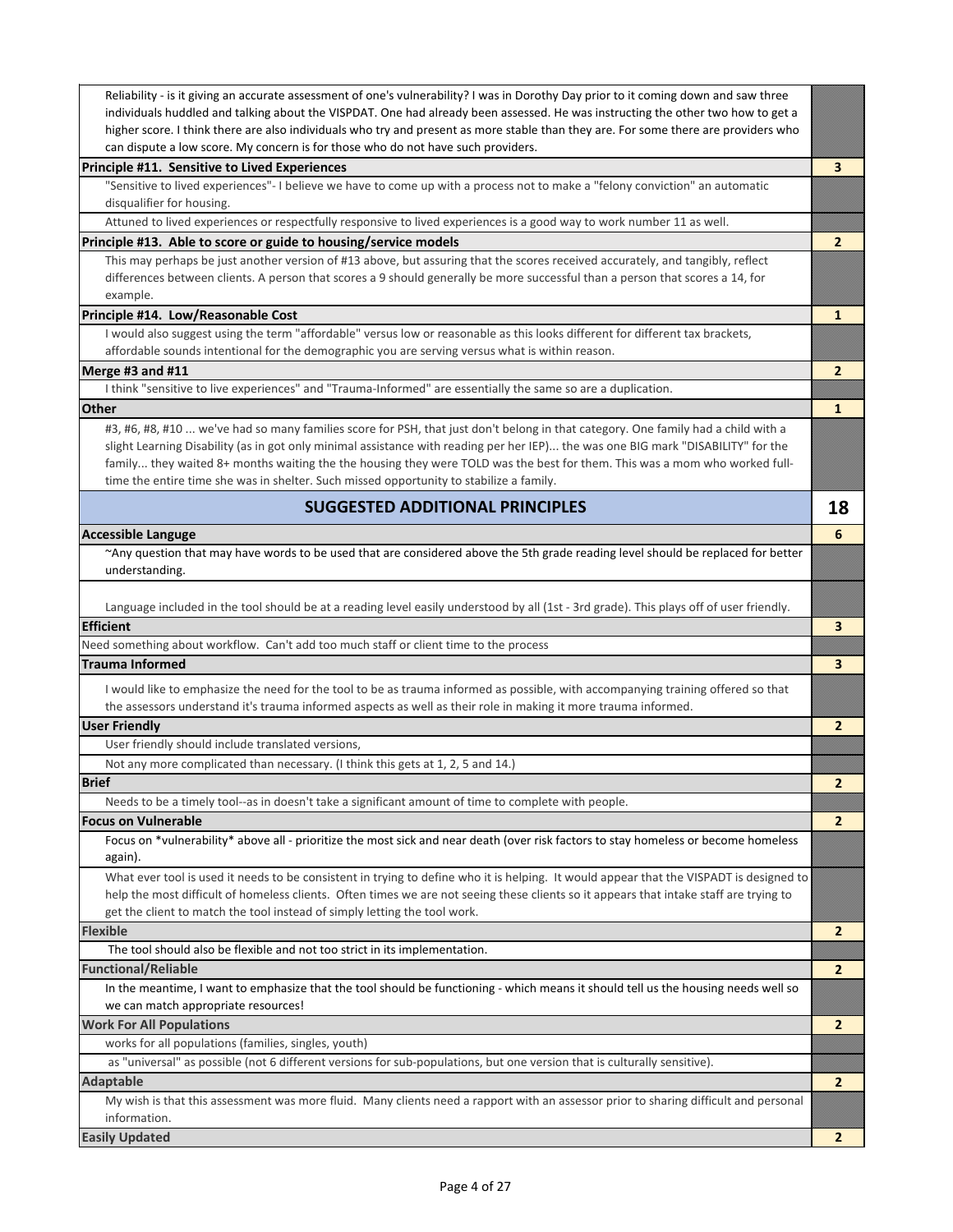| | |
|---|---|
| Reliability - is it giving an accurate assessment of one's vulnerability? I was in Dorothy Day prior to it coming down and saw three individuals huddled and talking about the VISPDAT. One had already been assessed. He was instructing the other two how to get a higher score. I think there are also individuals who try and present as more stable than they are. For some there are providers who can dispute a low score. My concern is for those who do not have such providers. | |
| **Principle #11. Sensitive to Lived Experiences** | **3** |
| "Sensitive to lived experiences"- I believe we have to come up with a process not to make a "felony conviction" an automatic disqualifier for housing. | |
| Attuned to lived experiences or respectfully responsive to lived experiences is a good way to work number 11 as well. | |
| **Principle #13. Able to score or guide to housing/service models** | **2** |
| This may perhaps be just another version of #13 above, but assuring that the scores received accurately, and tangibly, reflect differences between clients. A person that scores a 9 should generally be more successful than a person that scores a 14, for example. | |
| **Principle #14. Low/Reasonable Cost** | **1** |
| I would also suggest using the term "affordable" versus low or reasonable as this looks different for different tax brackets, affordable sounds intentional for the demographic you are serving versus what is within reason. | |
| **Merge #3 and #11** | **2** |
| I think "sensitive to live experiences" and "Trauma-Informed" are essentially the same so are a duplication. | |
| **Other** | **1** |
| #3, #6, #8, #10 ... we've had so many families score for PSH, that just don't belong in that category. One family had a child with a slight Learning Disability (as in got only minimal assistance with reading per her IEP)... the was one BIG mark "DISABILITY" for the family... they waited 8+ months waiting the the housing they were TOLD was the best for them. This was a mom who worked full-time the entire time she was in shelter. Such missed opportunity to stabilize a family. | |
| **SUGGESTED ADDITIONAL PRINCIPLES** | **18** |
| **Accessible Languge** | **6** |
| ~Any question that may have words to be used that are considered above the 5th grade reading level should be replaced for better understanding. | |
| Language included in the tool should be at a reading level easily understood by all (1st - 3rd grade). This plays off of user friendly. | |
| **Efficient** | **3** |
| Need something about workflow. Can't add too much staff or client time to the process | |
| **Trauma Informed** | **3** |
| I would like to emphasize the need for the tool to be as trauma informed as possible, with accompanying training offered so that the assessors understand it's trauma informed aspects as well as their role in making it more trauma informed. | |
| **User Friendly** | **2** |
| User friendly should include translated versions, | |
| Not any more complicated than necessary. (I think this gets at 1, 2, 5 and 14.) | |
| **Brief** | **2** |
| Needs to be a timely tool--as in doesn't take a significant amount of time to complete with people. | |
| **Focus on Vulnerable** | **2** |
| Focus on *vulnerability* above all - prioritize the most sick and near death (over risk factors to stay homeless or become homeless again). | |
| What ever tool is used it needs to be consistent in trying to define who it is helping. It would appear that the VISPADT is designed to help the most difficult of homeless clients. Often times we are not seeing these clients so it appears that intake staff are trying to get the client to match the tool instead of simply letting the tool work. | |
| **Flexible** | **2** |
| The tool should also be flexible and not too strict in its implementation. | |
| **Functional/Reliable** | **2** |
| In the meantime, I want to emphasize that the tool should be functioning - which means it should tell us the housing needs well so we can match appropriate resources! | |
| **Work For All Populations** | **2** |
| works for all populations (families, singles, youth) | |
| as "universal" as possible (not 6 different versions for sub-populations, but one version that is culturally sensitive). | |
| **Adaptable** | **2** |
| My wish is that this assessment was more fluid. Many clients need a rapport with an assessor prior to sharing difficult and personal information. | |
| **Easily Updated** | **2** |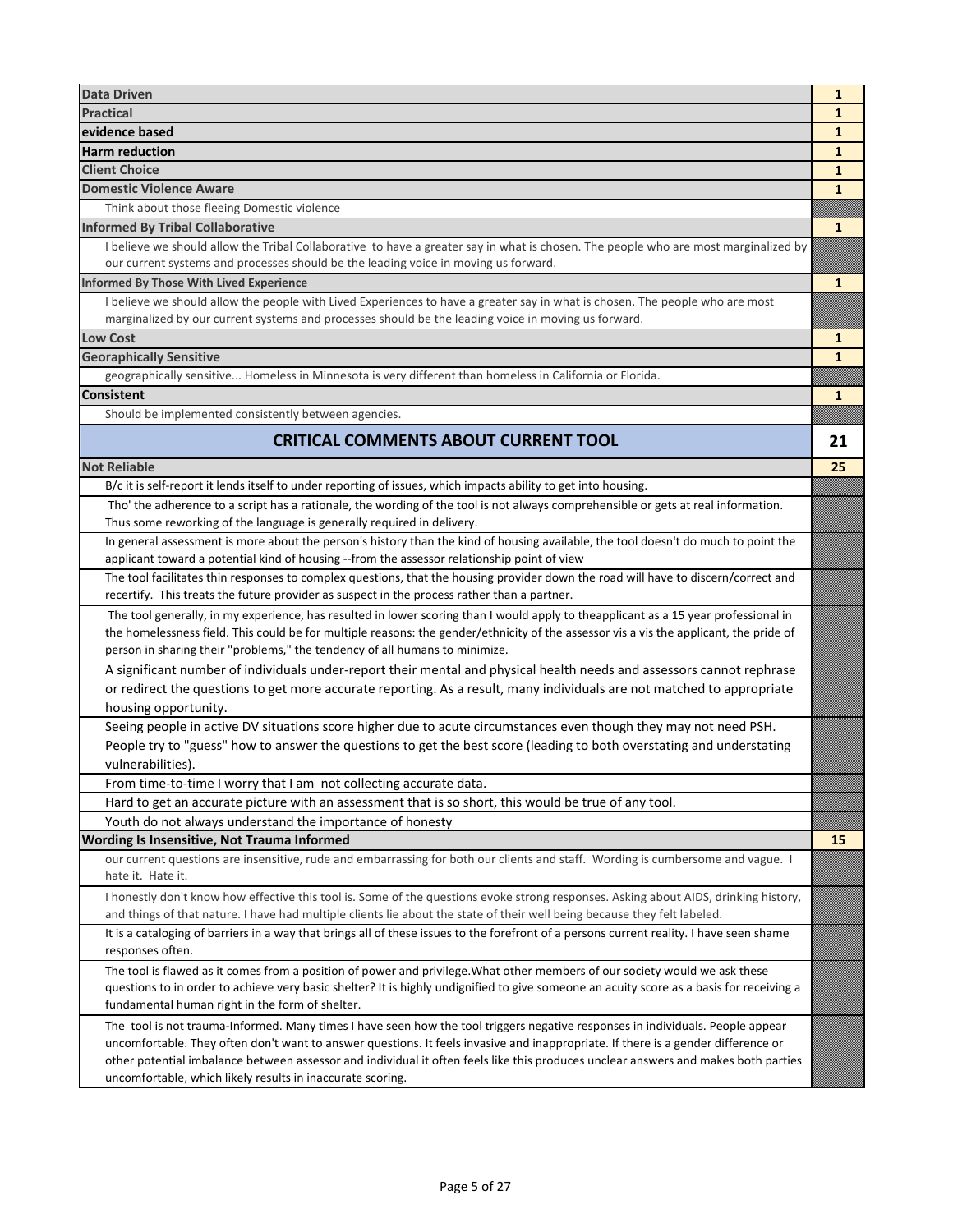| Category / Comment | Count |
| --- | --- |
| **Data Driven** | **1** |
| **Practical** | **1** |
| **evidence based** | **1** |
| **Harm reduction** | **1** |
| **Client Choice** | **1** |
| **Domestic Violence Aware** | **1** |
| Think about those fleeing Domestic violence | |
| **Informed By Tribal Collaborative** | **1** |
| I believe we should allow the Tribal Collaborative to have a greater say in what is chosen. The people who are most marginalized by our current systems and processes should be the leading voice in moving us forward. | |
| **Informed By Those With Lived Experience** | **1** |
| I believe we should allow the people with Lived Experiences to have a greater say in what is chosen. The people who are most marginalized by our current systems and processes should be the leading voice in moving us forward. | |
| **Low Cost** | **1** |
| **Georaphically Sensitive** | **1** |
| geographically sensitive... Homeless in Minnesota is very different than homeless in California or Florida. | |
| **Consistent** | **1** |
| Should be implemented consistently between agencies. | |
| **CRITICAL COMMENTS ABOUT CURRENT TOOL** | **21** |
| **Not Reliable** | **25** |
| B/c it is self-report it lends itself to under reporting of issues, which impacts ability to get into housing. | |
| Tho' the adherence to a script has a rationale, the wording of the tool is not always comprehensible or gets at real information. Thus some reworking of the language is generally required in delivery. | |
| In general assessment is more about the person's history than the kind of housing available, the tool doesn't do much to point the applicant toward a potential kind of housing --from the assessor relationship point of view | |
| The tool facilitates thin responses to complex questions, that the housing provider down the road will have to discern/correct and recertify. This treats the future provider as suspect in the process rather than a partner. | |
| The tool generally, in my experience, has resulted in lower scoring than I would apply to theapplicant as a 15 year professional in the homelessness field. This could be for multiple reasons: the gender/ethnicity of the assessor vis a vis the applicant, the pride of person in sharing their "problems," the tendency of all humans to minimize. | |
| A significant number of individuals under-report their mental and physical health needs and assessors cannot rephrase or redirect the questions to get more accurate reporting. As a result, many individuals are not matched to appropriate housing opportunity. | |
| Seeing people in active DV situations score higher due to acute circumstances even though they may not need PSH. People try to "guess" how to answer the questions to get the best score (leading to both overstating and understating vulnerabilities). | |
| From time-to-time I worry that I am not collecting accurate data. | |
| Hard to get an accurate picture with an assessment that is so short, this would be true of any tool. | |
| Youth do not always understand the importance of honesty | |
| **Wording Is Insensitive, Not Trauma Informed** | **15** |
| our current questions are insensitive, rude and embarrassing for both our clients and staff. Wording is cumbersome and vague. I hate it. Hate it. | |
| I honestly don't know how effective this tool is. Some of the questions evoke strong responses. Asking about AIDS, drinking history, and things of that nature. I have had multiple clients lie about the state of their well being because they felt labeled. | |
| It is a cataloging of barriers in a way that brings all of these issues to the forefront of a persons current reality. I have seen shame responses often. | |
| The tool is flawed as it comes from a position of power and privilege.What other members of our society would we ask these questions to in order to achieve very basic shelter? It is highly undignified to give someone an acuity score as a basis for receiving a fundamental human right in the form of shelter. | |
| The tool is not trauma-Informed. Many times I have seen how the tool triggers negative responses in individuals. People appear uncomfortable. They often don't want to answer questions. It feels invasive and inappropriate. If there is a gender difference or other potential imbalance between assessor and individual it often feels like this produces unclear answers and makes both parties uncomfortable, which likely results in inaccurate scoring. | |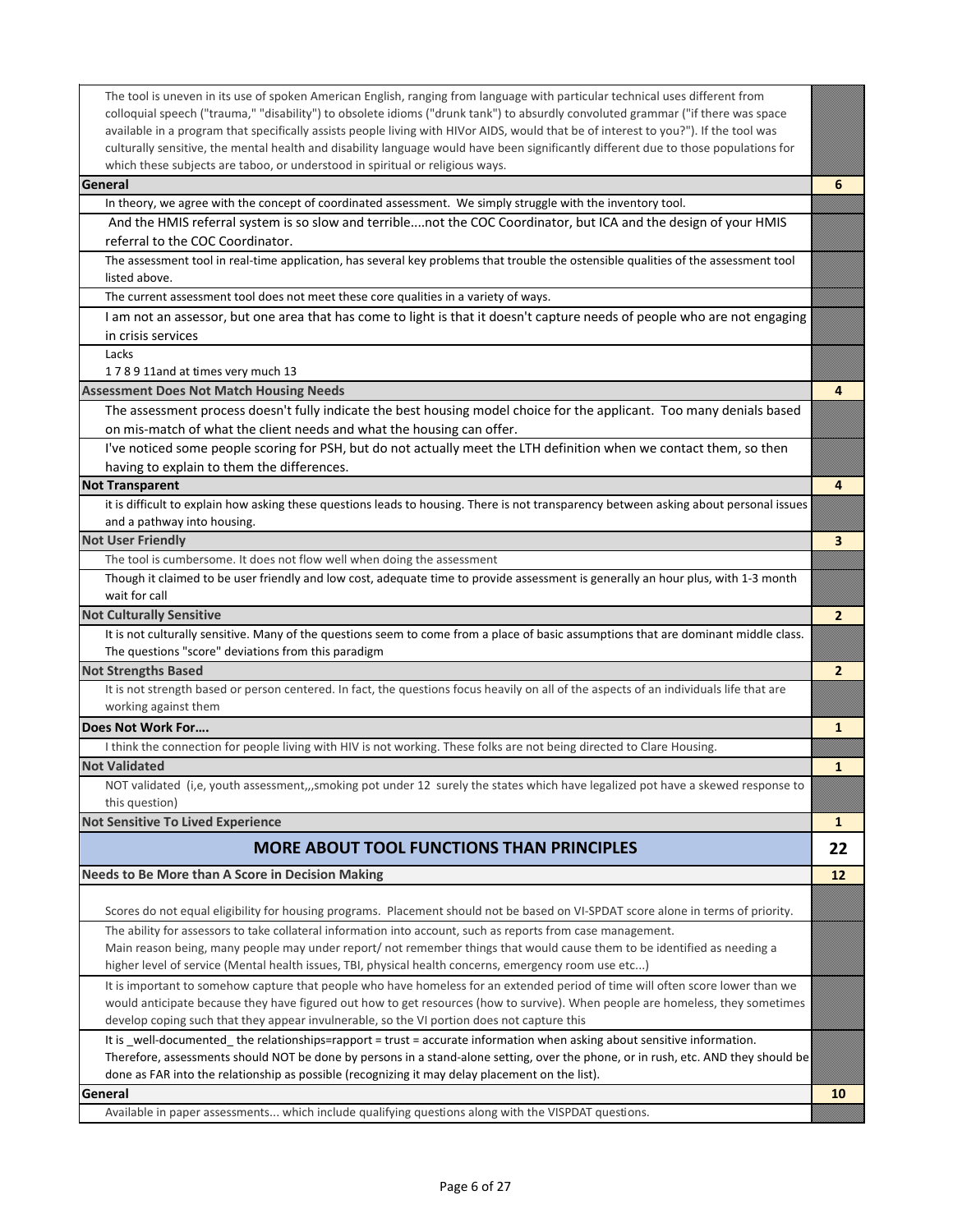| | |
|---|---|
| The tool is uneven in its use of spoken American English, ranging from language with particular technical uses different from colloquial speech ("trauma," "disability") to obsolete idioms ("drunk tank") to absurdly convoluted grammar ("if there was space available in a program that specifically assists people living with HIVor AIDS, would that be of interest to you?"). If the tool was culturally sensitive, the mental health and disability language would have been significantly different due to those populations for which these subjects are taboo, or understood in spiritual or religious ways. | |
| **General** | **6** |
| In theory, we agree with the concept of coordinated assessment. We simply struggle with the inventory tool. | |
| And the HMIS referral system is so slow and terrible....not the COC Coordinator, but ICA and the design of your HMIS referral to the COC Coordinator. | |
| The assessment tool in real-time application, has several key problems that trouble the ostensible qualities of the assessment tool listed above. | |
| The current assessment tool does not meet these core qualities in a variety of ways. | |
| I am not an assessor, but one area that has come to light is that it doesn't capture needs of people who are not engaging in crisis services | |
| Lacks<br>1 7 8 9 11and at times very much 13 | |
| **Assessment Does Not Match Housing Needs** | **4** |
| The assessment process doesn't fully indicate the best housing model choice for the applicant. Too many denials based on mis-match of what the client needs and what the housing can offer. | |
| I've noticed some people scoring for PSH, but do not actually meet the LTH definition when we contact them, so then having to explain to them the differences. | |
| **Not Transparent** | **4** |
| it is difficult to explain how asking these questions leads to housing. There is not transparency between asking about personal issues and a pathway into housing. | |
| **Not User Friendly** | **3** |
| The tool is cumbersome. It does not flow well when doing the assessment | |
| Though it claimed to be user friendly and low cost, adequate time to provide assessment is generally an hour plus, with 1-3 month wait for call | |
| **Not Culturally Sensitive** | **2** |
| It is not culturally sensitive. Many of the questions seem to come from a place of basic assumptions that are dominant middle class. The questions "score" deviations from this paradigm | |
| **Not Strengths Based** | **2** |
| It is not strength based or person centered. In fact, the questions focus heavily on all of the aspects of an individuals life that are working against them | |
| **Does Not Work For....** | **1** |
| I think the connection for people living with HIV is not working. These folks are not being directed to Clare Housing. | |
| **Not Validated** | **1** |
| NOT validated (i,e, youth assessment,,,smoking pot under 12 surely the states which have legalized pot have a skewed response to this question) | |
| **Not Sensitive To Lived Experience** | **1** |
| **MORE ABOUT TOOL FUNCTIONS THAN PRINCIPLES** | **22** |
| **Needs to Be More than A Score in Decision Making** | **12** |
| Scores do not equal eligibility for housing programs. Placement should not be based on VI-SPDAT score alone in terms of priority. | |
| The ability for assessors to take collateral information into account, such as reports from case management.<br>Main reason being, many people may under report/ not remember things that would cause them to be identified as needing a higher level of service (Mental health issues, TBI, physical health concerns, emergency room use etc...) | |
| It is important to somehow capture that people who have homeless for an extended period of time will often score lower than we would anticipate because they have figured out how to get resources (how to survive). When people are homeless, they sometimes develop coping such that they appear invulnerable, so the VI portion does not capture this | |
| It is _well-documented_ the relationships=rapport = trust = accurate information when asking about sensitive information.<br>Therefore, assessments should NOT be done by persons in a stand-alone setting, over the phone, or in rush, etc. AND they should be done as FAR into the relationship as possible (recognizing it may delay placement on the list). | |
| **General** | **10** |
| Available in paper assessments... which include qualifying questions along with the VISPDAT questions. | |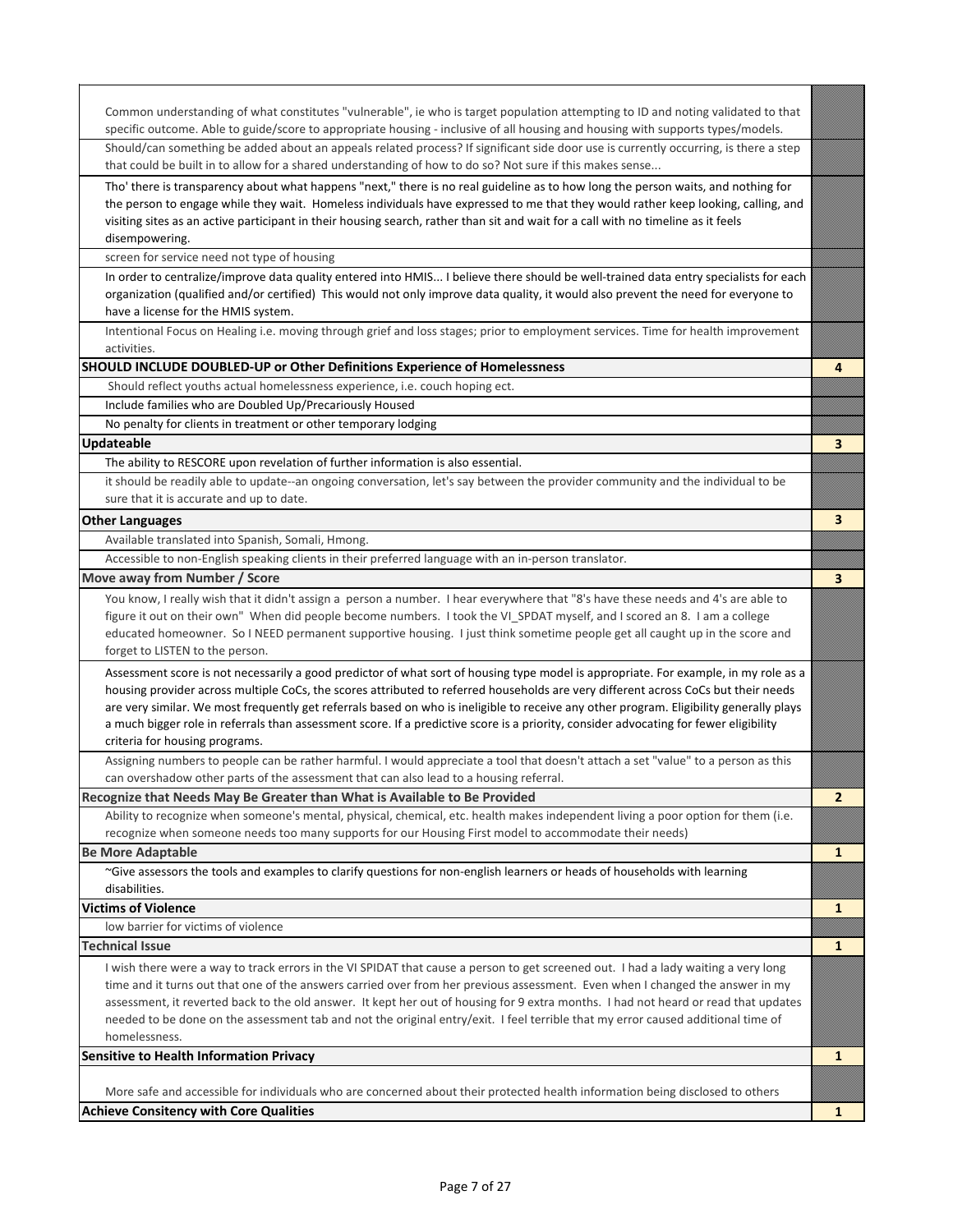| | |
|---|---|
| Common understanding of what constitutes "vulnerable", ie who is target population attempting to ID and noting validated to that specific outcome. Able to guide/score to appropriate housing - inclusive of all housing and housing with supports types/models. | |
| Should/can something be added about an appeals related process? If significant side door use is currently occurring, is there a step that could be built in to allow for a shared understanding of how to do so? Not sure if this makes sense... | |
| Tho' there is transparency about what happens "next," there is no real guideline as to how long the person waits, and nothing for the person to engage while they wait. Homeless individuals have expressed to me that they would rather keep looking, calling, and visiting sites as an active participant in their housing search, rather than sit and wait for a call with no timeline as it feels disempowering. | |
| screen for service need not type of housing | |
| In order to centralize/improve data quality entered into HMIS... I believe there should be well-trained data entry specialists for each organization (qualified and/or certified) This would not only improve data quality, it would also prevent the need for everyone to have a license for the HMIS system. | |
| Intentional Focus on Healing i.e. moving through grief and loss stages; prior to employment services. Time for health improvement activities. | |
| **SHOULD INCLUDE DOUBLED-UP or Other Definitions Experience of Homelessness** | **4** |
| Should reflect youths actual homelessness experience, i.e. couch hoping ect. | |
| Include families who are Doubled Up/Precariously Housed | |
| No penalty for clients in treatment or other temporary lodging | |
| **Updateable** | **3** |
| The ability to RESCORE upon revelation of further information is also essential. | |
| it should be readily able to update--an ongoing conversation, let's say between the provider community and the individual to be sure that it is accurate and up to date. | |
| **Other Languages** | **3** |
| Available translated into Spanish, Somali, Hmong. | |
| Accessible to non-English speaking clients in their preferred language with an in-person translator. | |
| **Move away from Number / Score** | **3** |
| You know, I really wish that it didn't assign a person a number. I hear everywhere that "8's have these needs and 4's are able to figure it out on their own" When did people become numbers. I took the VI_SPDAT myself, and I scored an 8. I am a college educated homeowner. So I NEED permanent supportive housing. I just think sometime people get all caught up in the score and forget to LISTEN to the person. | |
| Assessment score is not necessarily a good predictor of what sort of housing type model is appropriate. For example, in my role as a housing provider across multiple CoCs, the scores attributed to referred households are very different across CoCs but their needs are very similar. We most frequently get referrals based on who is ineligible to receive any other program. Eligibility generally plays a much bigger role in referrals than assessment score. If a predictive score is a priority, consider advocating for fewer eligibility criteria for housing programs. | |
| Assigning numbers to people can be rather harmful. I would appreciate a tool that doesn't attach a set "value" to a person as this can overshadow other parts of the assessment that can also lead to a housing referral. | |
| **Recognize that Needs May Be Greater than What is Available to Be Provided** | **2** |
| Ability to recognize when someone's mental, physical, chemical, etc. health makes independent living a poor option for them (i.e. recognize when someone needs too many supports for our Housing First model to accommodate their needs) | |
| **Be More Adaptable** | **1** |
| ~Give assessors the tools and examples to clarify questions for non-english learners or heads of households with learning disabilities. | |
| **Victims of Violence** | **1** |
| low barrier for victims of violence | |
| **Technical Issue** | **1** |
| I wish there were a way to track errors in the VI SPIDAT that cause a person to get screened out. I had a lady waiting a very long time and it turns out that one of the answers carried over from her previous assessment. Even when I changed the answer in my assessment, it reverted back to the old answer. It kept her out of housing for 9 extra months. I had not heard or read that updates needed to be done on the assessment tab and not the original entry/exit. I feel terrible that my error caused additional time of homelessness. | |
| **Sensitive to Health Information Privacy** | **1** |
| More safe and accessible for individuals who are concerned about their protected health information being disclosed to others | |
| **Achieve Consitency with Core Qualities** | **1** |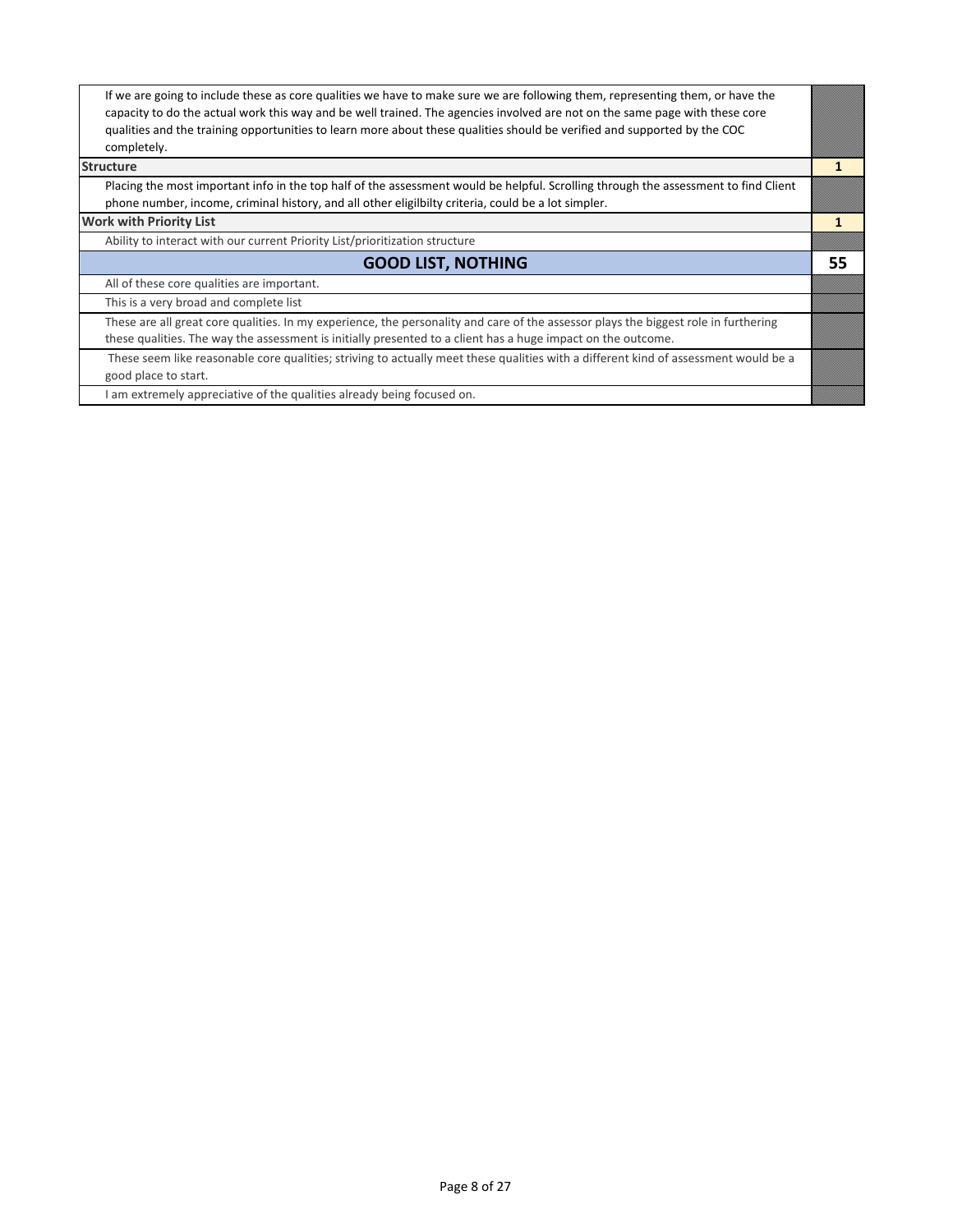| | |
|---|---|
| If we are going to include these as core qualities we have to make sure we are following them, representing them, or have the capacity to do the actual work this way and be well trained. The agencies involved are not on the same page with these core qualities and the training opportunities to learn more about these qualities should be verified and supported by the COC completely. | |
| **Structure** | **1** |
| Placing the most important info in the top half of the assessment would be helpful. Scrolling through the assessment to find Client phone number, income, criminal history, and all other eligilbilty criteria, could be a lot simpler. | |
| **Work with Priority List** | **1** |
| Ability to interact with our current Priority List/prioritization structure | |
| **GOOD LIST, NOTHING** | **55** |
| All of these core qualities are important. | |
| This is a very broad and complete list | |
| These are all great core qualities. In my experience, the personality and care of the assessor plays the biggest role in furthering these qualities. The way the assessment is initially presented to a client has a huge impact on the outcome. | |
| These seem like reasonable core qualities; striving to actually meet these qualities with a different kind of assessment would be a good place to start. | |
| I am extremely appreciative of the qualities already being focused on. | |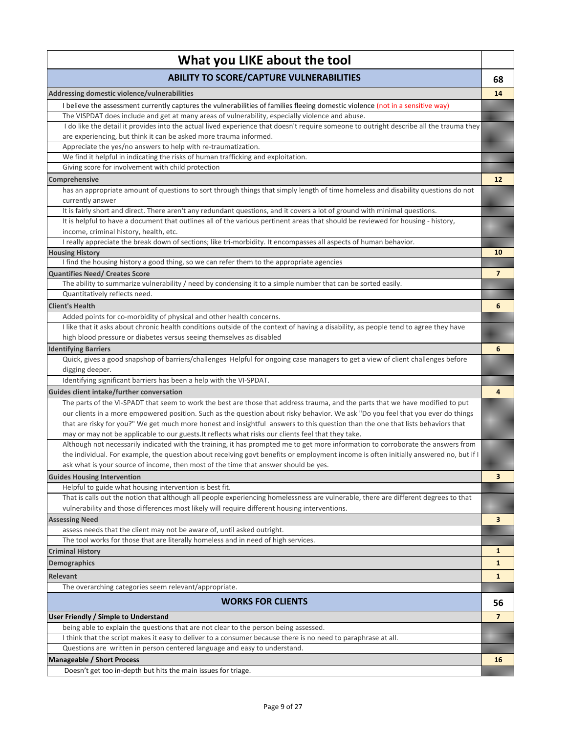| What you LIKE about the tool | |
|---|---|
| **ABILITY TO SCORE/CAPTURE VULNERABILITIES** | **68** |
| **Addressing domestic violence/vulnerabilities** | **14** |
| I believe the assessment currently captures the vulnerabilities of families fleeing domestic violence (not in a sensitive way) | |
| The VISPDAT does include and get at many areas of vulnerability, especially violence and abuse. | |
| I do like the detail it provides into the actual lived experience that doesn't require someone to outright describe all the trauma they are experiencing, but think it can be asked more trauma informed. | |
| Appreciate the yes/no answers to help with re-traumatization. | |
| We find it helpful in indicating the risks of human trafficking and exploitation. | |
| Giving score for involvement with child protection | |
| **Comprehensive** | **12** |
| has an appropriate amount of questions to sort through things that simply length of time homeless and disability questions do not currently answer | |
| It is fairly short and direct. There aren't any redundant questions, and it covers a lot of ground with minimal questions. | |
| It is helpful to have a document that outlines all of the various pertinent areas that should be reviewed for housing - history, income, criminal history, health, etc. | |
| I really appreciate the break down of sections; like tri-morbidity. It encompasses all aspects of human behavior. | |
| **Housing History** | **10** |
| I find the housing history a good thing, so we can refer them to the appropriate agencies | |
| **Quantifies Need/ Creates Score** | **7** |
| The ability to summarize vulnerability / need by condensing it to a simple number that can be sorted easily. | |
| Quantitatively reflects need. | |
| **Client's Health** | **6** |
| Added points for co-morbidity of physical and other health concerns. | |
| I like that it asks about chronic health conditions outside of the context of having a disability, as people tend to agree they have high blood pressure or diabetes versus seeing themselves as disabled | |
| **Identifying Barriers** | **6** |
| Quick, gives a good snapshop of barriers/challenges Helpful for ongoing case managers to get a view of client challenges before digging deeper. | |
| Identifying significant barriers has been a help with the VI-SPDAT. | |
| **Guides client intake/further conversation** | **4** |
| The parts of the VI-SPADT that seem to work the best are those that address trauma, and the parts that we have modified to put our clients in a more empowered position. Such as the question about risky behavior. We ask "Do you feel that you ever do things that are risky for you?" We get much more honest and insightful answers to this question than the one that lists behaviors that may or may not be applicable to our guests.It reflects what risks our clients feel that they take. | |
| Although not necessarily indicated with the training, it has prompted me to get more information to corroborate the answers from the individual. For example, the question about receiving govt benefits or employment income is often initially answered no, but if I ask what is your source of income, then most of the time that answer should be yes. | |
| **Guides Housing Intervention** | **3** |
| Helpful to guide what housing intervention is best fit. | |
| That is calls out the notion that although all people experiencing homelessness are vulnerable, there are different degrees to that vulnerability and those differences most likely will require different housing interventions. | |
| **Assessing Need** | **3** |
| assess needs that the client may not be aware of, until asked outright. | |
| The tool works for those that are literally homeless and in need of high services. | |
| **Criminal History** | **1** |
| **Demographics** | **1** |
| **Relevant** | **1** |
| The overarching categories seem relevant/appropriate. | |
| **WORKS FOR CLIENTS** | **56** |
| **User Friendly / Simple to Understand** | **7** |
| being able to explain the questions that are not clear to the person being assessed. | |
| I think that the script makes it easy to deliver to a consumer because there is no need to paraphrase at all. | |
| Questions are written in person centered language and easy to understand. | |
| **Manageable / Short Process** | **16** |
| Doesn't get too in-depth but hits the main issues for triage. | |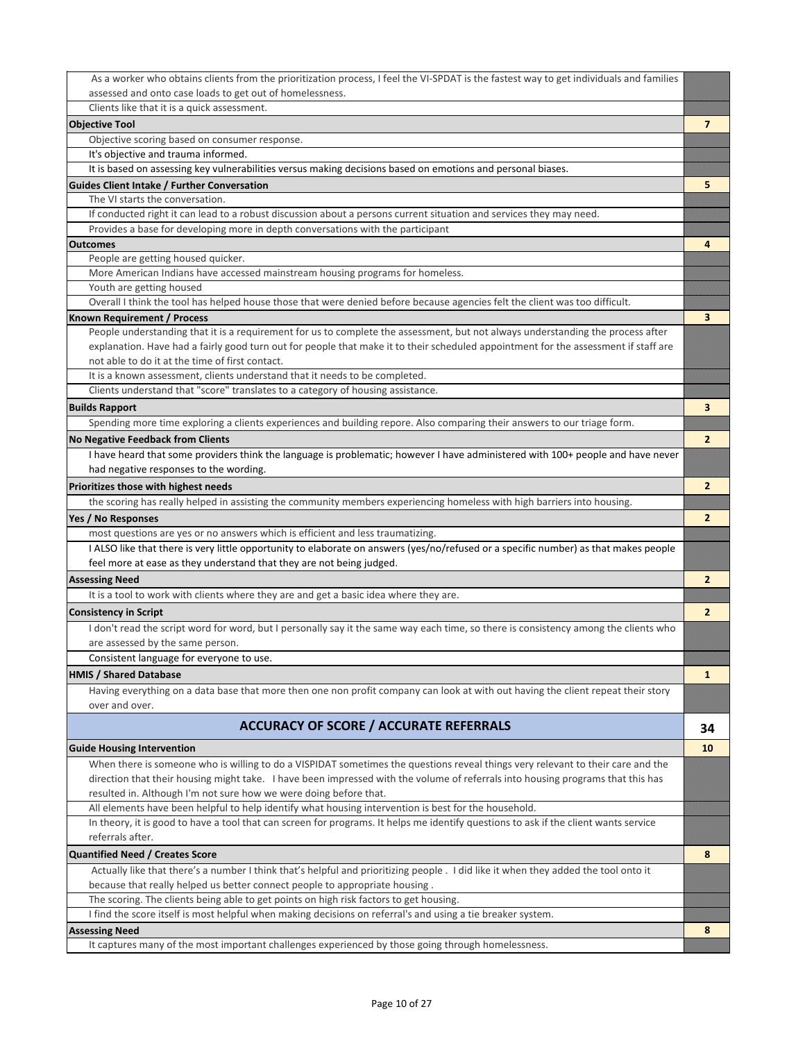| | |
|---|---|
| As a worker who obtains clients from the prioritization process, I feel the VI-SPDAT is the fastest way to get individuals and families assessed and onto case loads to get out of homelessness. | |
| Clients like that it is a quick assessment. | |
| **Objective Tool** | **7** |
| Objective scoring based on consumer response. | |
| It's objective and trauma informed. | |
| It is based on assessing key vulnerabilities versus making decisions based on emotions and personal biases. | |
| **Guides Client Intake / Further Conversation** | **5** |
| The VI starts the conversation. | |
| If conducted right it can lead to a robust discussion about a persons current situation and services they may need. | |
| Provides a base for developing more in depth conversations with the participant | |
| **Outcomes** | **4** |
| People are getting housed quicker. | |
| More American Indians have accessed mainstream housing programs for homeless. | |
| Youth are getting housed | |
| Overall I think the tool has helped house those that were denied before because agencies felt the client was too difficult. | |
| **Known Requirement / Process** | **3** |
| People understanding that it is a requirement for us to complete the assessment, but not always understanding the process after explanation. Have had a fairly good turn out for people that make it to their scheduled appointment for the assessment if staff are not able to do it at the time of first contact. | |
| It is a known assessment, clients understand that it needs to be completed. | |
| Clients understand that "score" translates to a category of housing assistance. | |
| **Builds Rapport** | **3** |
| Spending more time exploring a clients experiences and building repore. Also comparing their answers to our triage form. | |
| **No Negative Feedback from Clients** | **2** |
| I have heard that some providers think the language is problematic; however I have administered with 100+ people and have never had negative responses to the wording. | |
| **Prioritizes those with highest needs** | **2** |
| the scoring has really helped in assisting the community members experiencing homeless with high barriers into housing. | |
| **Yes / No Responses** | **2** |
| most questions are yes or no answers which is efficient and less traumatizing. | |
| I ALSO like that there is very little opportunity to elaborate on answers (yes/no/refused or a specific number) as that makes people feel more at ease as they understand that they are not being judged. | |
| **Assessing Need** | **2** |
| It is a tool to work with clients where they are and get a basic idea where they are. | |
| **Consistency in Script** | **2** |
| I don't read the script word for word, but I personally say it the same way each time, so there is consistency among the clients who are assessed by the same person. | |
| Consistent language for everyone to use. | |
| **HMIS / Shared Database** | **1** |
| Having everything on a data base that more then one non profit company can look at with out having the client repeat their story over and over. | |
| **ACCURACY OF SCORE / ACCURATE REFERRALS** | **34** |
| **Guide Housing Intervention** | **10** |
| When there is someone who is willing to do a VISPIDAT sometimes the questions reveal things very relevant to their care and the direction that their housing might take. I have been impressed with the volume of referrals into housing programs that this has resulted in. Although I'm not sure how we were doing before that. | |
| All elements have been helpful to help identify what housing intervention is best for the household. | |
| In theory, it is good to have a tool that can screen for programs. It helps me identify questions to ask if the client wants service referrals after. | |
| **Quantified Need / Creates Score** | **8** |
| Actually like that there's a number I think that's helpful and prioritizing people . I did like it when they added the tool onto it because that really helped us better connect people to appropriate housing . | |
| The scoring. The clients being able to get points on high risk factors to get housing. | |
| I find the score itself is most helpful when making decisions on referral's and using a tie breaker system. | |
| **Assessing Need** | **8** |
| It captures many of the most important challenges experienced by those going through homelessness. | |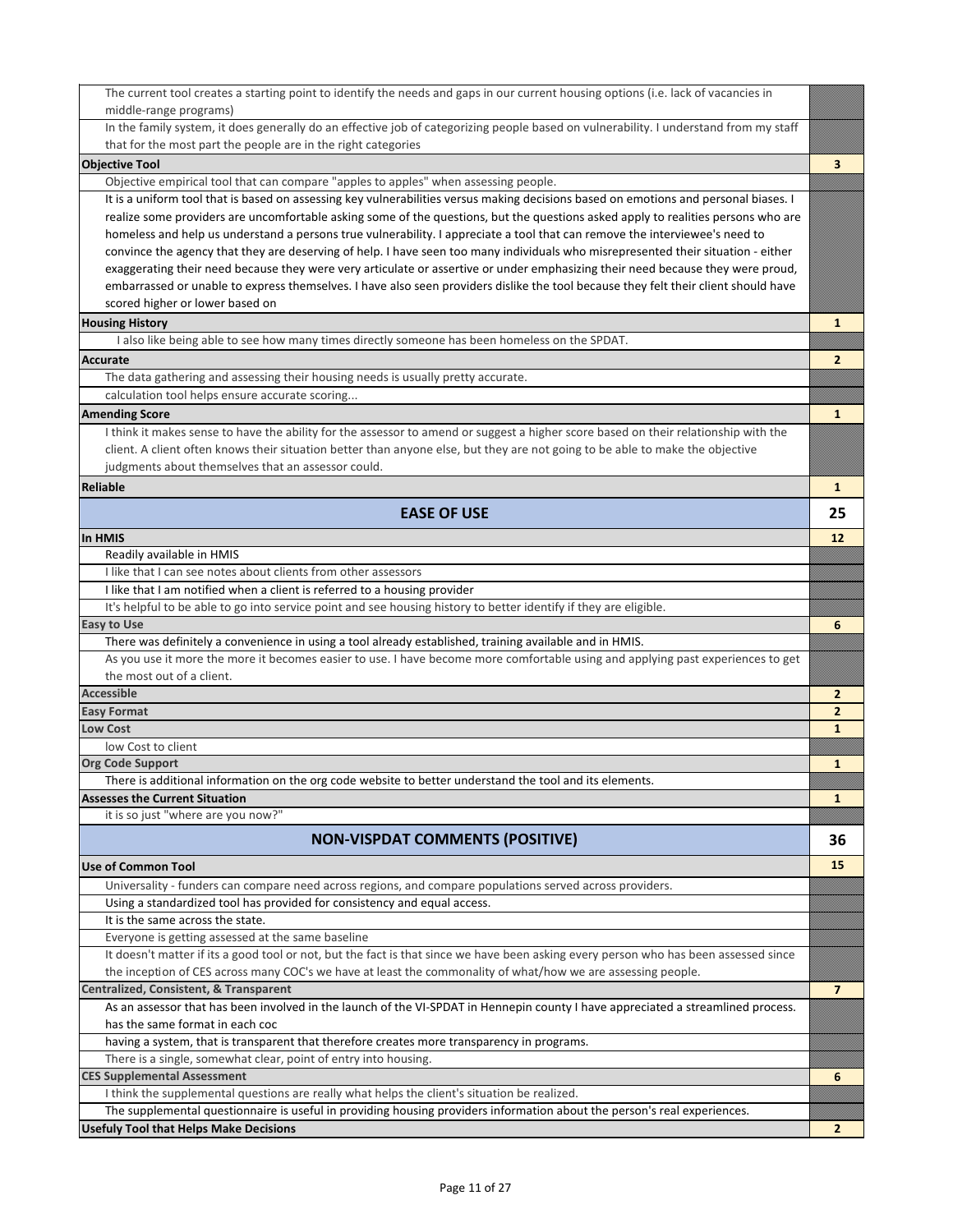| | |
|---|---|
| The current tool creates a starting point to identify the needs and gaps in our current housing options (i.e. lack of vacancies in middle-range programs) | |
| In the family system, it does generally do an effective job of categorizing people based on vulnerability. I understand from my staff that for the most part the people are in the right categories | |
| **Objective Tool** | **3** |
| Objective empirical tool that can compare "apples to apples" when assessing people. | |
| It is a uniform tool that is based on assessing key vulnerabilities versus making decisions based on emotions and personal biases. I realize some providers are uncomfortable asking some of the questions, but the questions asked apply to realities persons who are homeless and help us understand a persons true vulnerability. I appreciate a tool that can remove the interviewee's need to convince the agency that they are deserving of help. I have seen too many individuals who misrepresented their situation - either exaggerating their need because they were very articulate or assertive or under emphasizing their need because they were proud, embarrassed or unable to express themselves. I have also seen providers dislike the tool because they felt their client should have scored higher or lower based on | |
| **Housing History** | **1** |
| I also like being able to see how many times directly someone has been homeless on the SPDAT. | |
| **Accurate** | **2** |
| The data gathering and assessing their housing needs is usually pretty accurate. | |
| calculation tool helps ensure accurate scoring... | |
| **Amending Score** | **1** |
| I think it makes sense to have the ability for the assessor to amend or suggest a higher score based on their relationship with the client. A client often knows their situation better than anyone else, but they are not going to be able to make the objective judgments about themselves that an assessor could. | |
| **Reliable** | **1** |
| **EASE OF USE** | **25** |
| **In HMIS** | **12** |
| Readily available in HMIS | |
| I like that I can see notes about clients from other assessors | |
| I like that I am notified when a client is referred to a housing provider | |
| It's helpful to be able to go into service point and see housing history to better identify if they are eligible. | |
| **Easy to Use** | **6** |
| There was definitely a convenience in using a tool already established, training available and in HMIS. | |
| As you use it more the more it becomes easier to use. I have become more comfortable using and applying past experiences to get the most out of a client. | |
| **Accessible** | **2** |
| **Easy Format** | **2** |
| **Low Cost** | **1** |
| low Cost to client | |
| **Org Code Support** | **1** |
| There is additional information on the org code website to better understand the tool and its elements. | |
| **Assesses the Current Situation** | **1** |
| it is so just "where are you now?" | |
| **NON-VISPDAT COMMENTS (POSITIVE)** | **36** |
| **Use of Common Tool** | **15** |
| Universality - funders can compare need across regions, and compare populations served across providers. | |
| Using a standardized tool has provided for consistency and equal access. | |
| It is the same across the state. | |
| Everyone is getting assessed at the same baseline | |
| It doesn't matter if its a good tool or not, but the fact is that since we have been asking every person who has been assessed since the inception of CES across many COC's we have at least the commonality of what/how we are assessing people. | |
| **Centralized, Consistent, & Transparent** | **7** |
| As an assessor that has been involved in the launch of the VI-SPDAT in Hennepin county I have appreciated a streamlined process. | |
| has the same format in each coc | |
| having a system, that is transparent that therefore creates more transparency in programs. | |
| There is a single, somewhat clear, point of entry into housing. | |
| **CES Supplemental Assessment** | **6** |
| I think the supplemental questions are really what helps the client's situation be realized. | |
| The supplemental questionnaire is useful in providing housing providers information about the person's real experiences. | |
| **Usefuly Tool that Helps Make Decisions** | **2** |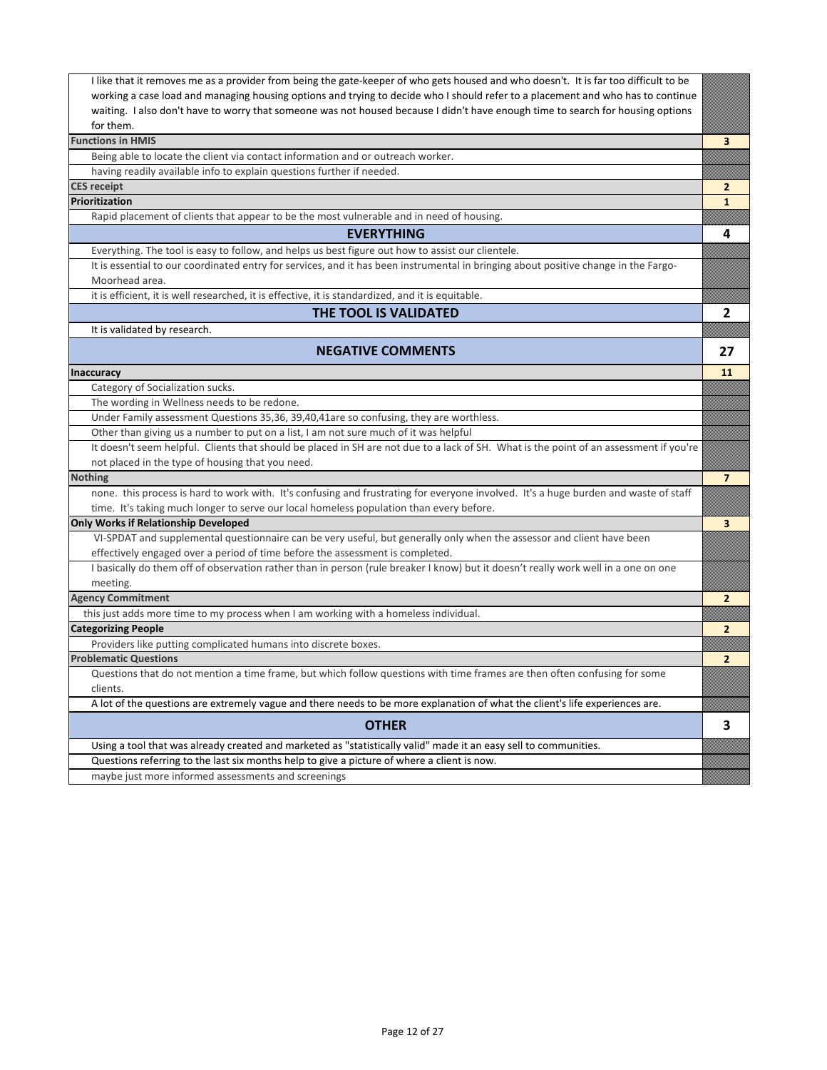| Comment | Count |
|---|---|
| I like that it removes me as a provider from being the gate-keeper of who gets housed and who doesn't. It is far too difficult to be working a case load and managing housing options and trying to decide who I should refer to a placement and who has to continue waiting. I also don't have to worry that someone was not housed because I didn't have enough time to search for housing options for them. | |
| **Functions in HMIS** | **3** |
| Being able to locate the client via contact information and or outreach worker. | |
| having readily available info to explain questions further if needed. | |
| **CES receipt** | **2** |
| **Prioritization** | **1** |
| Rapid placement of clients that appear to be the most vulnerable and in need of housing. | |
| **EVERYTHING** | **4** |
| Everything. The tool is easy to follow, and helps us best figure out how to assist our clientele. | |
| It is essential to our coordinated entry for services, and it has been instrumental in bringing about positive change in the Fargo-Moorhead area. | |
| it is efficient, it is well researched, it is effective, it is standardized, and it is equitable. | |
| **THE TOOL IS VALIDATED** | **2** |
| It is validated by research. | |
| **NEGATIVE COMMENTS** | **27** |
| **Inaccuracy** | **11** |
| Category of Socialization sucks. | |
| The wording in Wellness needs to be redone. | |
| Under Family assessment Questions 35,36, 39,40,41are so confusing, they are worthless. | |
| Other than giving us a number to put on a list, I am not sure much of it was helpful | |
| It doesn't seem helpful. Clients that should be placed in SH are not due to a lack of SH. What is the point of an assessment if you're not placed in the type of housing that you need. | |
| **Nothing** | **7** |
| none. this process is hard to work with. It's confusing and frustrating for everyone involved. It's a huge burden and waste of staff time. It's taking much longer to serve our local homeless population than every before. | |
| **Only Works if Relationship Developed** | **3** |
| VI-SPDAT and supplemental questionnaire can be very useful, but generally only when the assessor and client have been effectively engaged over a period of time before the assessment is completed. | |
| I basically do them off of observation rather than in person (rule breaker I know) but it doesn't really work well in a one on one meeting. | |
| **Agency Commitment** | **2** |
| this just adds more time to my process when I am working with a homeless individual. | |
| **Categorizing People** | **2** |
| Providers like putting complicated humans into discrete boxes. | |
| **Problematic Questions** | **2** |
| Questions that do not mention a time frame, but which follow questions with time frames are then often confusing for some clients. | |
| A lot of the questions are extremely vague and there needs to be more explanation of what the client's life experiences are. | |
| **OTHER** | **3** |
| Using a tool that was already created and marketed as "statistically valid" made it an easy sell to communities. | |
| Questions referring to the last six months help to give a picture of where a client is now. | |
| maybe just more informed assessments and screenings | |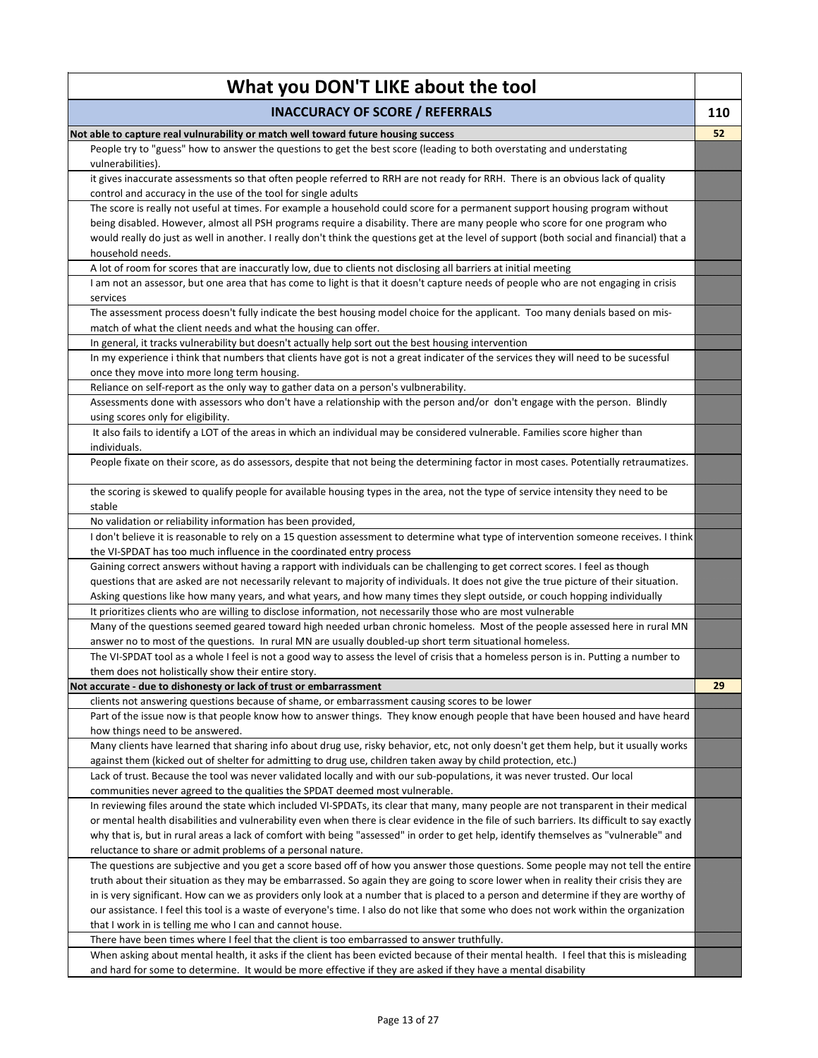| What you DON'T LIKE about the tool | |
|---|---|
| **INACCURACY OF SCORE / REFERRALS** | **110** |
| **Not able to capture real vulnrability or match well toward future housing success** | **52** |
| People try to "guess" how to answer the questions to get the best score (leading to both overstating and understating vulnerabilities). | |
| it gives inaccurate assessments so that often people referred to RRH are not ready for RRH. There is an obvious lack of quality control and accuracy in the use of the tool for single adults | |
| The score is really not useful at times. For example a household could score for a permanent support housing program without being disabled. However, almost all PSH programs require a disability. There are many people who score for one program who would really do just as well in another. I really don't think the questions get at the level of support (both social and financial) that a household needs. | |
| A lot of room for scores that are inaccuratly low, due to clients not disclosing all barriers at initial meeting | |
| I am not an assessor, but one area that has come to light is that it doesn't capture needs of people who are not engaging in crisis services | |
| The assessment process doesn't fully indicate the best housing model choice for the applicant. Too many denials based on mis-match of what the client needs and what the housing can offer. | |
| In general, it tracks vulnerability but doesn't actually help sort out the best housing intervention | |
| In my experience i think that numbers that clients have got is not a great indicater of the services they will need to be sucessful once they move into more long term housing. | |
| Reliance on self-report as the only way to gather data on a person's vulbnerability. | |
| Assessments done with assessors who don't have a relationship with the person and/or don't engage with the person. Blindly using scores only for eligibility. | |
| It also fails to identify a LOT of the areas in which an individual may be considered vulnerable. Families score higher than individuals. | |
| People fixate on their score, as do assessors, despite that not being the determining factor in most cases. Potentially retraumatizes. | |
| the scoring is skewed to qualify people for available housing types in the area, not the type of service intensity they need to be stable | |
| No validation or reliability information has been provided, | |
| I don't believe it is reasonable to rely on a 15 question assessment to determine what type of intervention someone receives. I think the VI-SPDAT has too much influence in the coordinated entry process | |
| Gaining correct answers without having a rapport with individuals can be challenging to get correct scores. I feel as though questions that are asked are not necessarily relevant to majority of individuals. It does not give the true picture of their situation. Asking questions like how many years, and what years, and how many times they slept outside, or couch hopping individually | |
| It prioritizes clients who are willing to disclose information, not necessarily those who are most vulnerable | |
| Many of the questions seemed geared toward high needed urban chronic homeless. Most of the people assessed here in rural MN answer no to most of the questions. In rural MN are usually doubled-up short term situational homeless. | |
| The VI-SPDAT tool as a whole I feel is not a good way to assess the level of crisis that a homeless person is in. Putting a number to them does not holistically show their entire story. | |
| **Not accurate - due to dishonesty or lack of trust or embarrassment** | **29** |
| clients not answering questions because of shame, or embarrassment causing scores to be lower | |
| Part of the issue now is that people know how to answer things. They know enough people that have been housed and have heard how things need to be answered. | |
| Many clients have learned that sharing info about drug use, risky behavior, etc, not only doesn't get them help, but it usually works against them (kicked out of shelter for admitting to drug use, children taken away by child protection, etc.) | |
| Lack of trust. Because the tool was never validated locally and with our sub-populations, it was never trusted. Our local communities never agreed to the qualities the SPDAT deemed most vulnerable. | |
| In reviewing files around the state which included VI-SPDATs, its clear that many, many people are not transparent in their medical or mental health disabilities and vulnerability even when there is clear evidence in the file of such barriers. Its difficult to say exactly why that is, but in rural areas a lack of comfort with being "assessed" in order to get help, identify themselves as "vulnerable" and reluctance to share or admit problems of a personal nature. | |
| The questions are subjective and you get a score based off of how you answer those questions. Some people may not tell the entire truth about their situation as they may be embarrassed. So again they are going to score lower when in reality their crisis they are in is very significant. How can we as providers only look at a number that is placed to a person and determine if they are worthy of our assistance. I feel this tool is a waste of everyone's time. I also do not like that some who does not work within the organization that I work in is telling me who I can and cannot house. | |
| There have been times where I feel that the client is too embarrassed to answer truthfully. | |
| When asking about mental health, it asks if the client has been evicted because of their mental health. I feel that this is misleading and hard for some to determine. It would be more effective if they are asked if they have a mental disability | |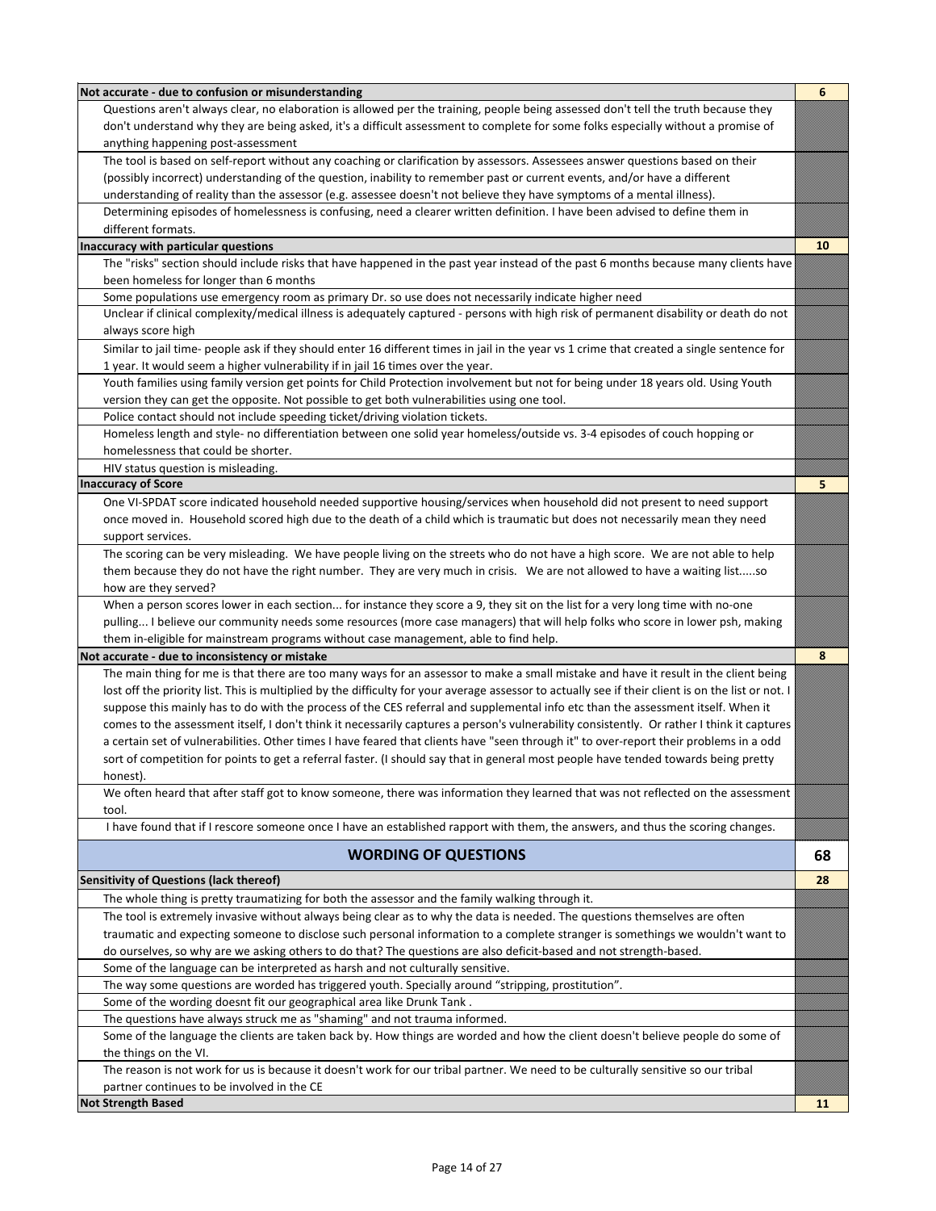| Category / Response | Count |
|---|---|
| **Not accurate - due to confusion or misunderstanding** | **6** |
| Questions aren't always clear, no elaboration is allowed per the training, people being assessed don't tell the truth because they don't understand why they are being asked, it's a difficult assessment to complete for some folks especially without a promise of anything happening post-assessment | |
| The tool is based on self-report without any coaching or clarification by assessors. Assessees answer questions based on their (possibly incorrect) understanding of the question, inability to remember past or current events, and/or have a different understanding of reality than the assessor (e.g. assessee doesn't not believe they have symptoms of a mental illness). | |
| Determining episodes of homelessness is confusing, need a clearer written definition. I have been advised to define them in different formats. | |
| **Inaccuracy with particular questions** | **10** |
| The "risks" section should include risks that have happened in the past year instead of the past 6 months because many clients have been homeless for longer than 6 months | |
| Some populations use emergency room as primary Dr. so use does not necessarily indicate higher need | |
| Unclear if clinical complexity/medical illness is adequately captured - persons with high risk of permanent disability or death do not always score high | |
| Similar to jail time- people ask if they should enter 16 different times in jail in the year vs 1 crime that created a single sentence for 1 year. It would seem a higher vulnerability if in jail 16 times over the year. | |
| Youth families using family version get points for Child Protection involvement but not for being under 18 years old. Using Youth version they can get the opposite. Not possible to get both vulnerabilities using one tool. | |
| Police contact should not include speeding ticket/driving violation tickets. | |
| Homeless length and style- no differentiation between one solid year homeless/outside vs. 3-4 episodes of couch hopping or homelessness that could be shorter. | |
| HIV status question is misleading. | |
| **Inaccuracy of Score** | **5** |
| One VI-SPDAT score indicated household needed supportive housing/services when household did not present to need support once moved in. Household scored high due to the death of a child which is traumatic but does not necessarily mean they need support services. | |
| The scoring can be very misleading. We have people living on the streets who do not have a high score. We are not able to help them because they do not have the right number. They are very much in crisis. We are not allowed to have a waiting list.....so how are they served? | |
| When a person scores lower in each section... for instance they score a 9, they sit on the list for a very long time with no-one pulling... I believe our community needs some resources (more case managers) that will help folks who score in lower psh, making them in-eligible for mainstream programs without case management, able to find help. | |
| **Not accurate - due to inconsistency or mistake** | **8** |
| The main thing for me is that there are too many ways for an assessor to make a small mistake and have it result in the client being lost off the priority list. This is multiplied by the difficulty for your average assessor to actually see if their client is on the list or not. I suppose this mainly has to do with the process of the CES referral and supplemental info etc than the assessment itself. When it comes to the assessment itself, I don't think it necessarily captures a person's vulnerability consistently. Or rather I think it captures a certain set of vulnerabilities. Other times I have feared that clients have "seen through it" to over-report their problems in a odd sort of competition for points to get a referral faster. (I should say that in general most people have tended towards being pretty honest). | |
| We often heard that after staff got to know someone, there was information they learned that was not reflected on the assessment tool. | |
| I have found that if I rescore someone once I have an established rapport with them, the answers, and thus the scoring changes. | |
| **WORDING OF QUESTIONS** | **68** |
| **Sensitivity of Questions (lack thereof)** | **28** |
| The whole thing is pretty traumatizing for both the assessor and the family walking through it. | |
| The tool is extremely invasive without always being clear as to why the data is needed. The questions themselves are often traumatic and expecting someone to disclose such personal information to a complete stranger is somethings we wouldn't want to do ourselves, so why are we asking others to do that? The questions are also deficit-based and not strength-based. | |
| Some of the language can be interpreted as harsh and not culturally sensitive. | |
| The way some questions are worded has triggered youth. Specially around "stripping, prostitution". | |
| Some of the wording doesnt fit our geographical area like Drunk Tank . | |
| The questions have always struck me as "shaming" and not trauma informed. | |
| Some of the language the clients are taken back by. How things are worded and how the client doesn't believe people do some of the things on the VI. | |
| The reason is not work for us is because it doesn't work for our tribal partner. We need to be culturally sensitive so our tribal partner continues to be involved in the CE | |
| **Not Strength Based** | **11** |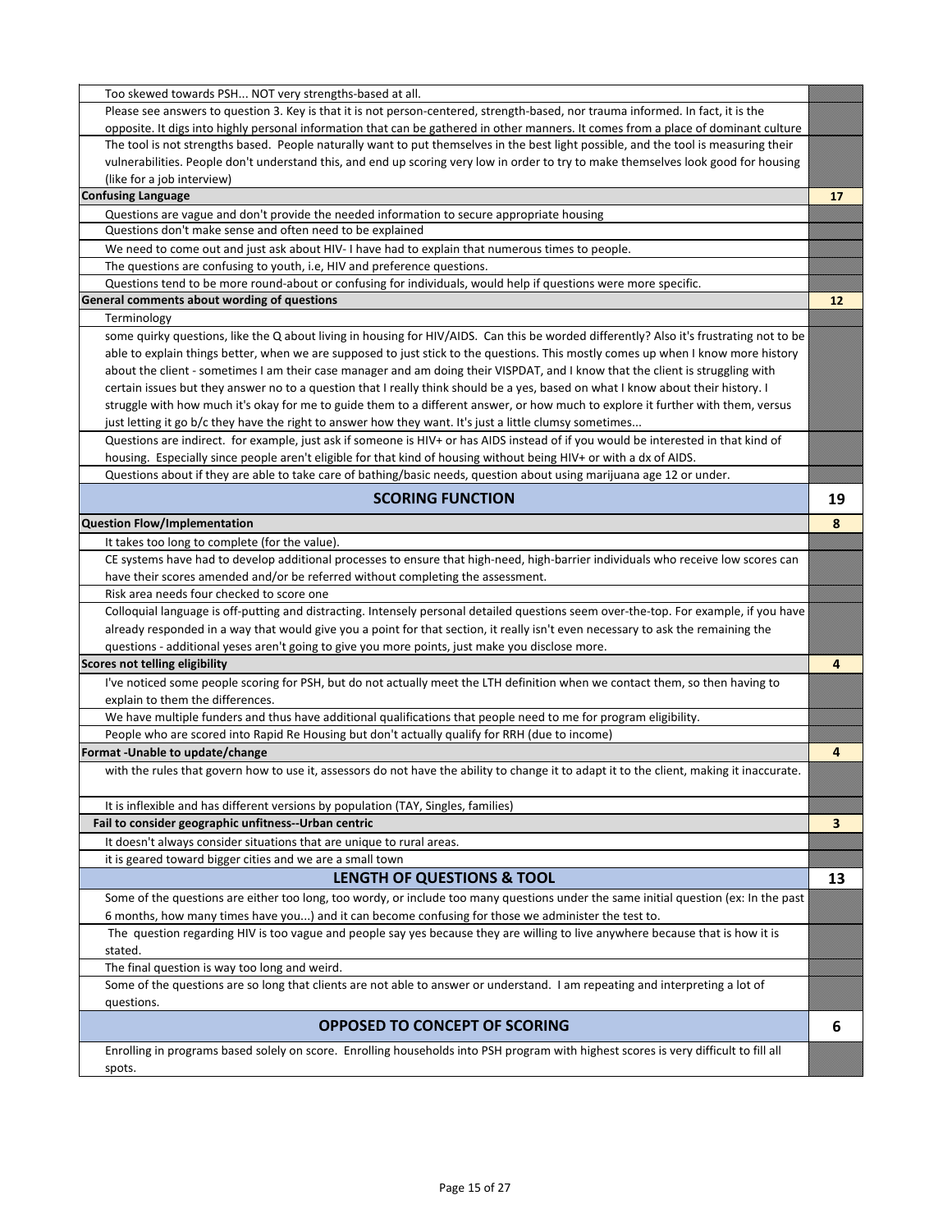| Comment | Count |
|---|---|
| Too skewed towards PSH... NOT very strengths-based at all. | |
| Please see answers to question 3. Key is that it is not person-centered, strength-based, nor trauma informed. In fact, it is the opposite. It digs into highly personal information that can be gathered in other manners. It comes from a place of dominant culture | |
| The tool is not strengths based. People naturally want to put themselves in the best light possible, and the tool is measuring their vulnerabilities. People don't understand this, and end up scoring very low in order to try to make themselves look good for housing (like for a job interview) | |
| **Confusing Language** | **17** |
| Questions are vague and don't provide the needed information to secure appropriate housing | |
| Questions don't make sense and often need to be explained | |
| We need to come out and just ask about HIV- I have had to explain that numerous times to people. | |
| The questions are confusing to youth, i.e, HIV and preference questions. | |
| Questions tend to be more round-about or confusing for individuals, would help if questions were more specific. | |
| **General comments about wording of questions** | **12** |
| Terminology | |
| some quirky questions, like the Q about living in housing for HIV/AIDS. Can this be worded differently? Also it's frustrating not to be able to explain things better, when we are supposed to just stick to the questions. This mostly comes up when I know more history about the client - sometimes I am their case manager and am doing their VISPDAT, and I know that the client is struggling with certain issues but they answer no to a question that I really think should be a yes, based on what I know about their history. I struggle with how much it's okay for me to guide them to a different answer, or how much to explore it further with them, versus just letting it go b/c they have the right to answer how they want. It's just a little clumsy sometimes... | |
| Questions are indirect. for example, just ask if someone is HIV+ or has AIDS instead of if you would be interested in that kind of housing. Especially since people aren't eligible for that kind of housing without being HIV+ or with a dx of AIDS. | |
| Questions about if they are able to take care of bathing/basic needs, question about using marijuana age 12 or under. | |
| **SCORING FUNCTION** | **19** |
| **Question Flow/Implementation** | **8** |
| It takes too long to complete (for the value). | |
| CE systems have had to develop additional processes to ensure that high-need, high-barrier individuals who receive low scores can have their scores amended and/or be referred without completing the assessment. | |
| Risk area needs four checked to score one | |
| Colloquial language is off-putting and distracting. Intensely personal detailed questions seem over-the-top. For example, if you have already responded in a way that would give you a point for that section, it really isn't even necessary to ask the remaining the questions - additional yeses aren't going to give you more points, just make you disclose more. | |
| **Scores not telling eligibility** | **4** |
| I've noticed some people scoring for PSH, but do not actually meet the LTH definition when we contact them, so then having to explain to them the differences. | |
| We have multiple funders and thus have additional qualifications that people need to me for program eligibility. | |
| People who are scored into Rapid Re Housing but don't actually qualify for RRH (due to income) | |
| **Format -Unable to update/change** | **4** |
| with the rules that govern how to use it, assessors do not have the ability to change it to adapt it to the client, making it inaccurate. | |
| It is inflexible and has different versions by population (TAY, Singles, families) | |
| **Fail to consider geographic unfitness--Urban centric** | **3** |
| It doesn't always consider situations that are unique to rural areas. | |
| it is geared toward bigger cities and we are a small town | |
| **LENGTH OF QUESTIONS & TOOL** | **13** |
| Some of the questions are either too long, too wordy, or include too many questions under the same initial question (ex: In the past 6 months, how many times have you...) and it can become confusing for those we administer the test to. | |
| The question regarding HIV is too vague and people say yes because they are willing to live anywhere because that is how it is stated. | |
| The final question is way too long and weird. | |
| Some of the questions are so long that clients are not able to answer or understand. I am repeating and interpreting a lot of questions. | |
| **OPPOSED TO CONCEPT OF SCORING** | **6** |
| Enrolling in programs based solely on score. Enrolling households into PSH program with highest scores is very difficult to fill all spots. | |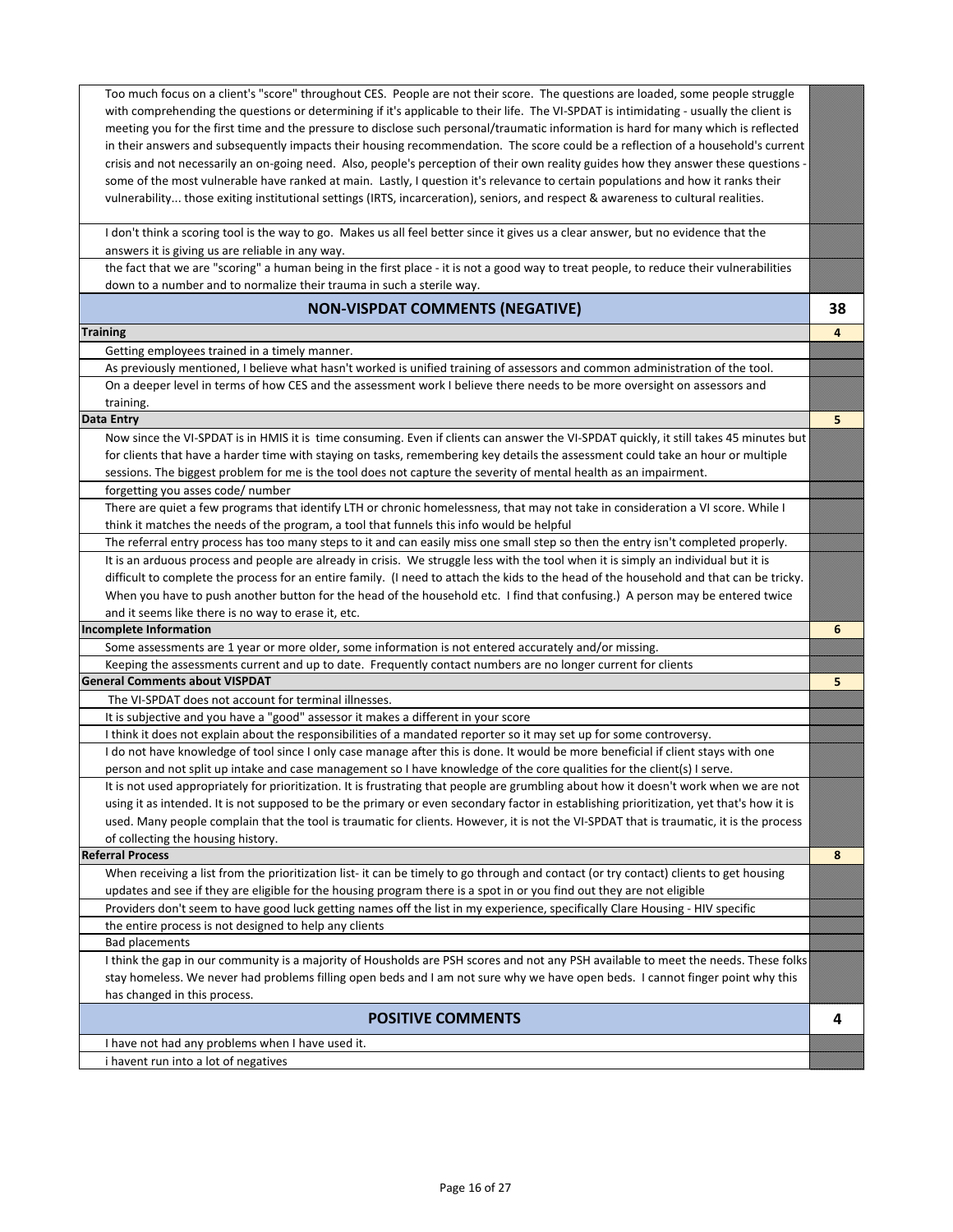| Comment | Count |
| --- | --- |
| Too much focus on a client's "score" throughout CES. People are not their score. The questions are loaded, some people struggle with comprehending the questions or determining if it's applicable to their life. The VI-SPDAT is intimidating - usually the client is meeting you for the first time and the pressure to disclose such personal/traumatic information is hard for many which is reflected in their answers and subsequently impacts their housing recommendation. The score could be a reflection of a household's current crisis and not necessarily an on-going need. Also, people's perception of their own reality guides how they answer these questions - some of the most vulnerable have ranked at main. Lastly, I question it's relevance to certain populations and how it ranks their vulnerability... those exiting institutional settings (IRTS, incarceration), seniors, and respect & awareness to cultural realities. | |
| I don't think a scoring tool is the way to go. Makes us all feel better since it gives us a clear answer, but no evidence that the answers it is giving us are reliable in any way. | |
| the fact that we are "scoring" a human being in the first place - it is not a good way to treat people, to reduce their vulnerabilities down to a number and to normalize their trauma in such a sterile way. | |
| **NON-VISPDAT COMMENTS (NEGATIVE)** | **38** |
| **Training** | **4** |
| Getting employees trained in a timely manner. | |
| As previously mentioned, I believe what hasn't worked is unified training of assessors and common administration of the tool. | |
| On a deeper level in terms of how CES and the assessment work I believe there needs to be more oversight on assessors and training. | |
| **Data Entry** | **5** |
| Now since the VI-SPDAT is in HMIS it is time consuming. Even if clients can answer the VI-SPDAT quickly, it still takes 45 minutes but for clients that have a harder time with staying on tasks, remembering key details the assessment could take an hour or multiple sessions. The biggest problem for me is the tool does not capture the severity of mental health as an impairment. | |
| forgetting you asses code/ number | |
| There are quiet a few programs that identify LTH or chronic homelessness, that may not take in consideration a VI score. While I think it matches the needs of the program, a tool that funnels this info would be helpful | |
| The referral entry process has too many steps to it and can easily miss one small step so then the entry isn't completed properly. | |
| It is an arduous process and people are already in crisis. We struggle less with the tool when it is simply an individual but it is difficult to complete the process for an entire family. (I need to attach the kids to the head of the household and that can be tricky. When you have to push another button for the head of the household etc. I find that confusing.) A person may be entered twice and it seems like there is no way to erase it, etc. | |
| **Incomplete Information** | **6** |
| Some assessments are 1 year or more older, some information is not entered accurately and/or missing. | |
| Keeping the assessments current and up to date. Frequently contact numbers are no longer current for clients | |
| **General Comments about VISPDAT** | **5** |
| The VI-SPDAT does not account for terminal illnesses. | |
| It is subjective and you have a "good" assessor it makes a different in your score | |
| I think it does not explain about the responsibilities of a mandated reporter so it may set up for some controversy. | |
| I do not have knowledge of tool since I only case manage after this is done. It would be more beneficial if client stays with one person and not split up intake and case management so I have knowledge of the core qualities for the client(s) I serve. | |
| It is not used appropriately for prioritization. It is frustrating that people are grumbling about how it doesn't work when we are not using it as intended. It is not supposed to be the primary or even secondary factor in establishing prioritization, yet that's how it is used. Many people complain that the tool is traumatic for clients. However, it is not the VI-SPDAT that is traumatic, it is the process of collecting the housing history. | |
| **Referral Process** | **8** |
| When receiving a list from the prioritization list- it can be timely to go through and contact (or try contact) clients to get housing updates and see if they are eligible for the housing program there is a spot in or you find out they are not eligible | |
| Providers don't seem to have good luck getting names off the list in my experience, specifically Clare Housing - HIV specific | |
| the entire process is not designed to help any clients | |
| Bad placements | |
| I think the gap in our community is a majority of Housholds are PSH scores and not any PSH available to meet the needs. These folks stay homeless. We never had problems filling open beds and I am not sure why we have open beds. I cannot finger point why this has changed in this process. | |
| **POSITIVE COMMENTS** | **4** |
| I have not had any problems when I have used it. | |
| i havent run into a lot of negatives | |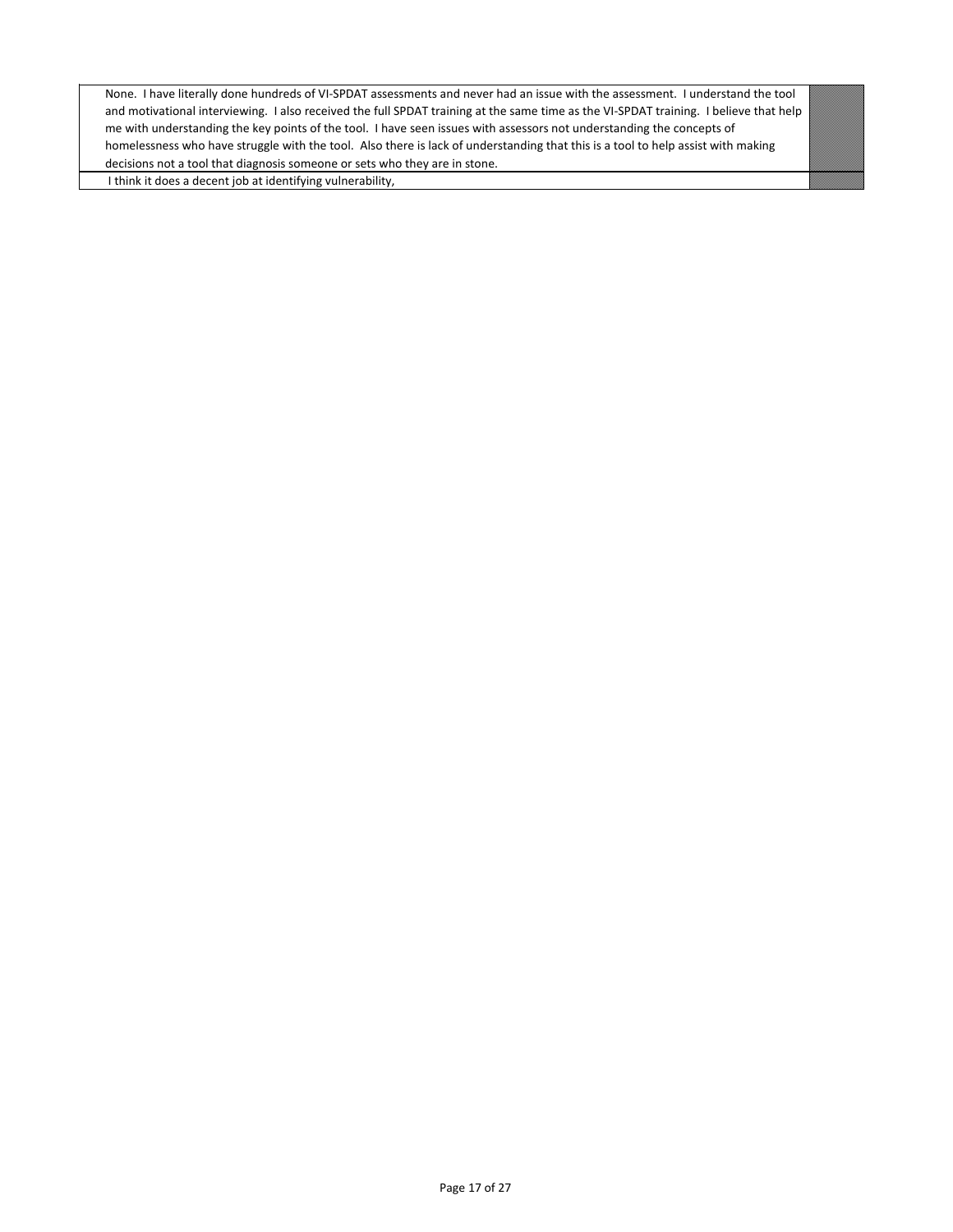| | |
|---|---|
| None. I have literally done hundreds of VI-SPDAT assessments and never had an issue with the assessment. I understand the tool and motivational interviewing. I also received the full SPDAT training at the same time as the VI-SPDAT training. I believe that help me with understanding the key points of the tool. I have seen issues with assessors not understanding the concepts of homelessness who have struggle with the tool. Also there is lack of understanding that this is a tool to help assist with making decisions not a tool that diagnosis someone or sets who they are in stone. | |
| I think it does a decent job at identifying vulnerability, | |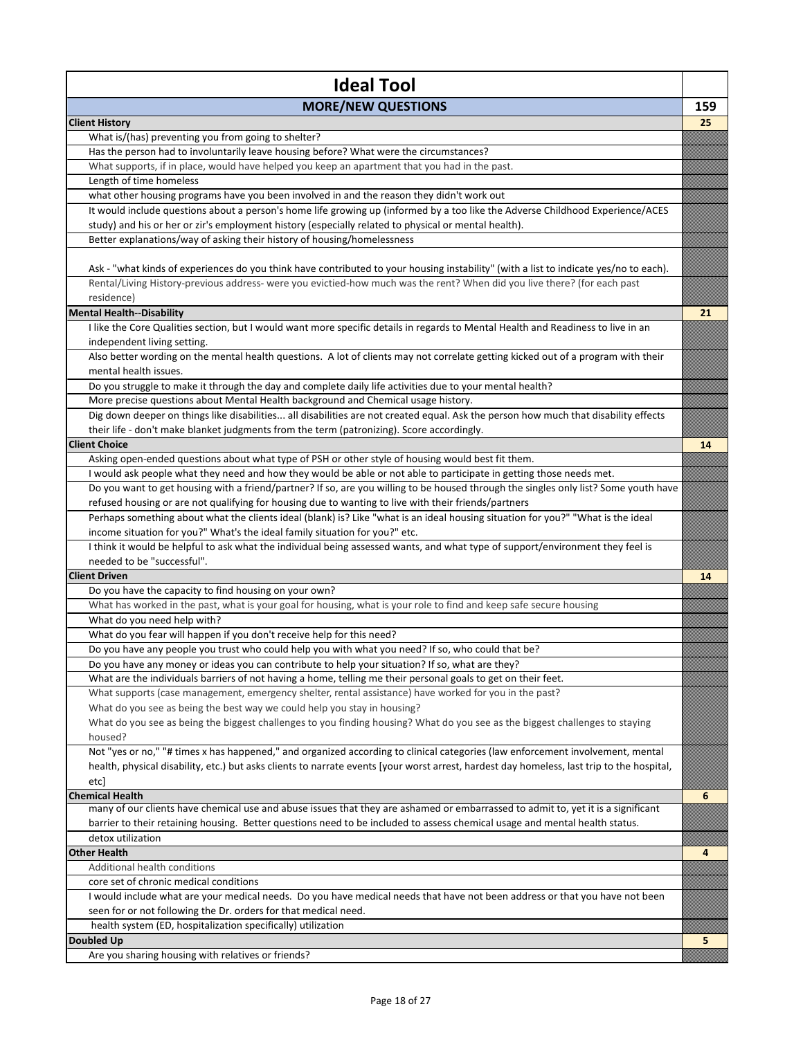| Ideal Tool | |
|---|---|
| **MORE/NEW QUESTIONS** | **159** |
| **Client History** | **25** |
| What is/(has) preventing you from going to shelter? | |
| Has the person had to involuntarily leave housing before? What were the circumstances? | |
| What supports, if in place, would have helped you keep an apartment that you had in the past. | |
| Length of time homeless | |
| what other housing programs have you been involved in and the reason they didn't work out | |
| It would include questions about a person's home life growing up (informed by a too like the Adverse Childhood Experience/ACES study) and his or her or zir's employment history (especially related to physical or mental health). | |
| Better explanations/way of asking their history of housing/homelessness | |
| Ask - "what kinds of experiences do you think have contributed to your housing instability" (with a list to indicate yes/no to each). | |
| Rental/Living History-previous address- were you evictied-how much was the rent? When did you live there? (for each past residence) | |
| **Mental Health--Disability** | **21** |
| I like the Core Qualities section, but I would want more specific details in regards to Mental Health and Readiness to live in an independent living setting. | |
| Also better wording on the mental health questions. A lot of clients may not correlate getting kicked out of a program with their mental health issues. | |
| Do you struggle to make it through the day and complete daily life activities due to your mental health? | |
| More precise questions about Mental Health background and Chemical usage history. | |
| Dig down deeper on things like disabilities... all disabilities are not created equal. Ask the person how much that disability effects their life - don't make blanket judgments from the term (patronizing). Score accordingly. | |
| **Client Choice** | **14** |
| Asking open-ended questions about what type of PSH or other style of housing would best fit them. | |
| I would ask people what they need and how they would be able or not able to participate in getting those needs met. | |
| Do you want to get housing with a friend/partner? If so, are you willing to be housed through the singles only list? Some youth have refused housing or are not qualifying for housing due to wanting to live with their friends/partners | |
| Perhaps something about what the clients ideal (blank) is? Like "what is an ideal housing situation for you?" "What is the ideal income situation for you?" What's the ideal family situation for you?" etc. | |
| I think it would be helpful to ask what the individual being assessed wants, and what type of support/environment they feel is needed to be "successful". | |
| **Client Driven** | **14** |
| Do you have the capacity to find housing on your own? | |
| What has worked in the past, what is your goal for housing, what is your role to find and keep safe secure housing | |
| What do you need help with? | |
| What do you fear will happen if you don't receive help for this need? | |
| Do you have any people you trust who could help you with what you need? If so, who could that be? | |
| Do you have any money or ideas you can contribute to help your situation? If so, what are they? | |
| What are the individuals barriers of not having a home, telling me their personal goals to get on their feet. | |
| What supports (case management, emergency shelter, rental assistance) have worked for you in the past? | |
| What do you see as being the best way we could help you stay in housing? | |
| What do you see as being the biggest challenges to you finding housing? What do you see as the biggest challenges to staying housed? | |
| Not "yes or no," "# times x has happened," and organized according to clinical categories (law enforcement involvement, mental health, physical disability, etc.) but asks clients to narrate events [your worst arrest, hardest day homeless, last trip to the hospital, etc] | |
| **Chemical Health** | **6** |
| many of our clients have chemical use and abuse issues that they are ashamed or embarrassed to admit to, yet it is a significant barrier to their retaining housing. Better questions need to be included to assess chemical usage and mental health status. | |
| detox utilization | |
| **Other Health** | **4** |
| Additional health conditions | |
| core set of chronic medical conditions | |
| I would include what are your medical needs. Do you have medical needs that have not been address or that you have not been seen for or not following the Dr. orders for that medical need. | |
| health system (ED, hospitalization specifically) utilization | |
| **Doubled Up** | **5** |
| Are you sharing housing with relatives or friends? | |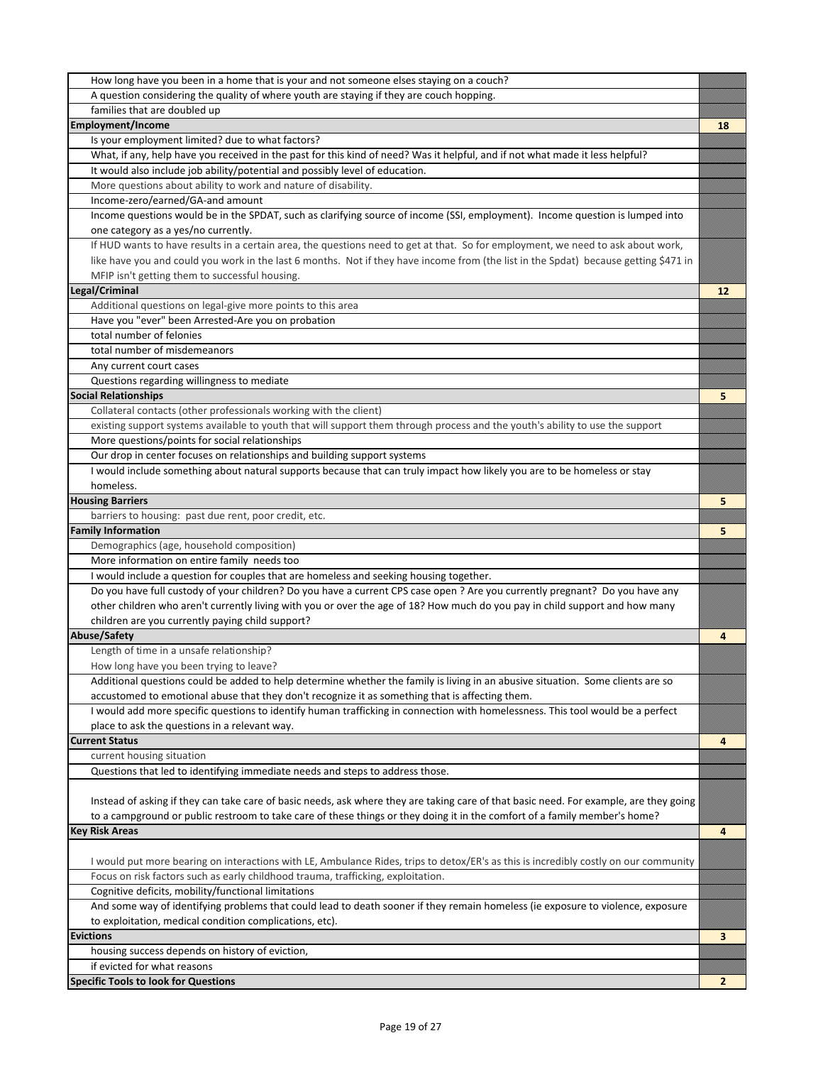| | |
|---|---|
| How long have you been in a home that is your and not someone elses staying on a couch? | |
| A question considering the quality of where youth are staying if they are couch hopping. | |
| families that are doubled up | |
| **Employment/Income** | **18** |
| Is your employment limited? due to what factors? | |
| What, if any, help have you received in the past for this kind of need? Was it helpful, and if not what made it less helpful? | |
| It would also include job ability/potential and possibly level of education. | |
| More questions about ability to work and nature of disability. | |
| Income-zero/earned/GA-and amount | |
| Income questions would be in the SPDAT, such as clarifying source of income (SSI, employment). Income question is lumped into one category as a yes/no currently. | |
| If HUD wants to have results in a certain area, the questions need to get at that. So for employment, we need to ask about work, like have you and could you work in the last 6 months. Not if they have income from (the list in the Spdat) because getting $471 in MFIP isn't getting them to successful housing. | |
| **Legal/Criminal** | **12** |
| Additional questions on legal-give more points to this area | |
| Have you "ever" been Arrested-Are you on probation | |
| total number of felonies | |
| total number of misdemeanors | |
| Any current court cases | |
| Questions regarding willingness to mediate | |
| **Social Relationships** | **5** |
| Collateral contacts (other professionals working with the client) | |
| existing support systems available to youth that will support them through process and the youth's ability to use the support | |
| More questions/points for social relationships | |
| Our drop in center focuses on relationships and building support systems | |
| I would include something about natural supports because that can truly impact how likely you are to be homeless or stay homeless. | |
| **Housing Barriers** | **5** |
| barriers to housing: past due rent, poor credit, etc. | |
| **Family Information** | **5** |
| Demographics (age, household composition) | |
| More information on entire family needs too | |
| I would include a question for couples that are homeless and seeking housing together. | |
| Do you have full custody of your children? Do you have a current CPS case open ? Are you currently pregnant? Do you have any other children who aren't currently living with you or over the age of 18? How much do you pay in child support and how many children are you currently paying child support? | |
| **Abuse/Safety** | **4** |
| Length of time in a unsafe relationship? | |
| How long have you been trying to leave? | |
| Additional questions could be added to help determine whether the family is living in an abusive situation. Some clients are so accustomed to emotional abuse that they don't recognize it as something that is affecting them. | |
| I would add more specific questions to identify human trafficking in connection with homelessness. This tool would be a perfect place to ask the questions in a relevant way. | |
| **Current Status** | **4** |
| current housing situation | |
| Questions that led to identifying immediate needs and steps to address those. | |
| Instead of asking if they can take care of basic needs, ask where they are taking care of that basic need. For example, are they going to a campground or public restroom to take care of these things or they doing it in the comfort of a family member's home? | |
| **Key Risk Areas** | **4** |
| I would put more bearing on interactions with LE, Ambulance Rides, trips to detox/ER's as this is incredibly costly on our community | |
| Focus on risk factors such as early childhood trauma, trafficking, exploitation. | |
| Cognitive deficits, mobility/functional limitations | |
| And some way of identifying problems that could lead to death sooner if they remain homeless (ie exposure to violence, exposure to exploitation, medical condition complications, etc). | |
| **Evictions** | **3** |
| housing success depends on history of eviction, | |
| if evicted for what reasons | |
| **Specific Tools to look for Questions** | **2** |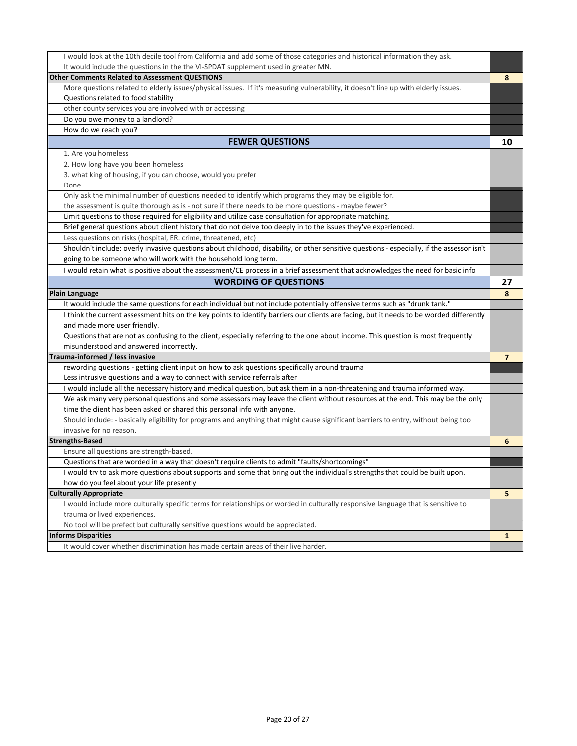| | |
|---|---|
| I would look at the 10th decile tool from California and add some of those categories and historical information they ask. | |
| It would include the questions in the the VI-SPDAT supplement used in greater MN. | |
| **Other Comments Related to Assessment QUESTIONS** | **8** |
| More questions related to elderly issues/physical issues. If it's measuring vulnerability, it doesn't line up with elderly issues. | |
| Questions related to food stability | |
| other county services you are involved with or accessing | |
| Do you owe money to a landlord? | |
| How do we reach you? | |
| **FEWER QUESTIONS** | **10** |
| 1. Are you homeless<br>2. How long have you been homeless<br>3. what king of housing, if you can choose, would you prefer<br>Done | |
| Only ask the minimal number of questions needed to identify which programs they may be eligible for. | |
| the assessment is quite thorough as is - not sure if there needs to be more questions - maybe fewer? | |
| Limit questions to those required for eligibility and utilize case consultation for appropriate matching. | |
| Brief general questions about client history that do not delve too deeply in to the issues they've experienced. | |
| Less questions on risks (hospital, ER. crime, threatened, etc) | |
| Shouldn't include: overly invasive questions about childhood, disability, or other sensitive questions - especially, if the assessor isn't going to be someone who will work with the household long term. | |
| I would retain what is positive about the assessment/CE process in a brief assessment that acknowledges the need for basic info | |
| **WORDING OF QUESTIONS** | **27** |
| **Plain Language** | **8** |
| It would include the same questions for each individual but not include potentially offensive terms such as "drunk tank." | |
| I think the current assessment hits on the key points to identify barriers our clients are facing, but it needs to be worded differently and made more user friendly. | |
| Questions that are not as confusing to the client, especially referring to the one about income. This question is most frequently misunderstood and answered incorrectly. | |
| **Trauma-informed / less invasive** | **7** |
| rewording questions - getting client input on how to ask questions specifically around trauma | |
| Less intrusive questions and a way to connect with service referrals after | |
| I would include all the necessary history and medical question, but ask them in a non-threatening and trauma informed way. | |
| We ask many very personal questions and some assessors may leave the client without resources at the end. This may be the only time the client has been asked or shared this personal info with anyone. | |
| Should include: - basically eligibility for programs and anything that might cause significant barriers to entry, without being too invasive for no reason. | |
| **Strengths-Based** | **6** |
| Ensure all questions are strength-based. | |
| Questions that are worded in a way that doesn't require clients to admit "faults/shortcomings" | |
| I would try to ask more questions about supports and some that bring out the individual's strengths that could be built upon. | |
| how do you feel about your life presently | |
| **Culturally Appropriate** | **5** |
| I would include more culturally specific terms for relationships or worded in culturally responsive language that is sensitive to trauma or lived experiences. | |
| No tool will be prefect but culturally sensitive questions would be appreciated. | |
| **Informs Disparities** | **1** |
| It would cover whether discrimination has made certain areas of their live harder. | |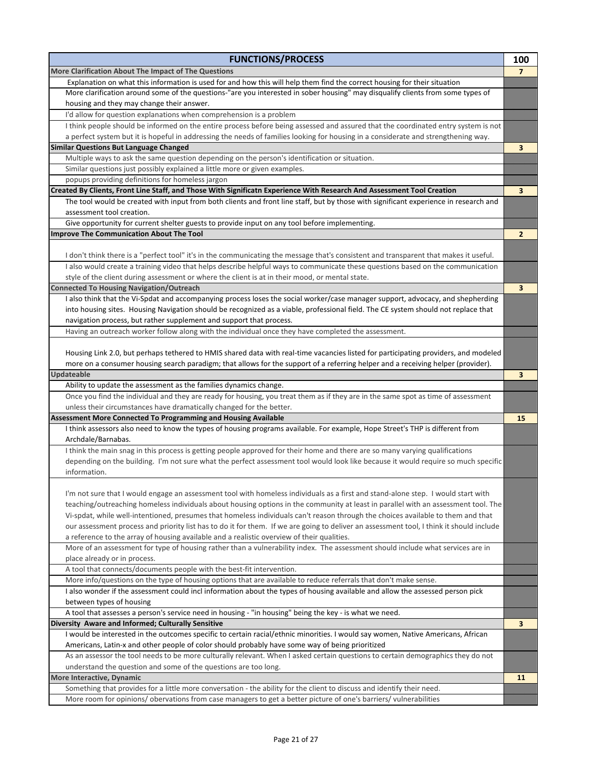| FUNCTIONS/PROCESS | 100 |
| --- | --- |
| **More Clarification About The Impact of The Questions** | **7** |
| Explanation on what this information is used for and how this will help them find the correct housing for their situation | |
| More clarification around some of the questions-"are you interested in sober housing" may disqualify clients from some types of housing and they may change their answer. | |
| I'd allow for question explanations when comprehension is a problem | |
| I think people should be informed on the entire process before being assessed and assured that the coordinated entry system is not a perfect system but it is hopeful in addressing the needs of families looking for housing in a considerate and strengthening way. | |
| **Similar Questions But Language Changed** | **3** |
| Multiple ways to ask the same question depending on the person's identification or situation. | |
| Similar questions just possibly explained a little more or given examples. | |
| popups providing definitions for homeless jargon | |
| **Created By Clients, Front Line Staff, and Those With Significatn Experience With Research And Assessment Tool Creation** | **3** |
| The tool would be created with input from both clients and front line staff, but by those with significant experience in research and assessment tool creation. | |
| Give opportunity for current shelter guests to provide input on any tool before implementing. | |
| **Improve The Communication About The Tool** | **2** |
| I don't think there is a "perfect tool" it's in the communicating the message that's consistent and transparent that makes it useful. | |
| I also would create a training video that helps describe helpful ways to communicate these questions based on the communication style of the client during assessment or where the client is at in their mood, or mental state. | |
| **Connected To Housing Navigation/Outreach** | **3** |
| I also think that the Vi-Spdat and accompanying process loses the social worker/case manager support, advocacy, and shepherding into housing sites. Housing Navigation should be recognized as a viable, professional field. The CE system should not replace that navigation process, but rather supplement and support that process. | |
| Having an outreach worker follow along with the individual once they have completed the assessment. | |
| Housing Link 2.0, but perhaps tethered to HMIS shared data with real-time vacancies listed for participating providers, and modeled more on a consumer housing search paradigm; that allows for the support of a referring helper and a receiving helper (provider). | |
| **Updateable** | **3** |
| Ability to update the assessment as the families dynamics change. | |
| Once you find the individual and they are ready for housing, you treat them as if they are in the same spot as time of assessment unless their circumstances have dramatically changed for the better. | |
| **Assessment More Connected To Programming and Housing Available** | **15** |
| I think assessors also need to know the types of housing programs available. For example, Hope Street's THP is different from Archdale/Barnabas. | |
| I think the main snag in this process is getting people approved for their home and there are so many varying qualifications depending on the building. I'm not sure what the perfect assessment tool would look like because it would require so much specific information. | |
| I'm not sure that I would engage an assessment tool with homeless individuals as a first and stand-alone step. I would start with teaching/outreaching homeless individuals about housing options in the community at least in parallel with an assessment tool. The Vi-spdat, while well-intentioned, presumes that homeless individuals can't reason through the choices available to them and that our assessment process and priority list has to do it for them. If we are going to deliver an assessment tool, I think it should include a reference to the array of housing available and a realistic overview of their qualities. | |
| More of an assessment for type of housing rather than a vulnerability index. The assessment should include what services are in place already or in process. | |
| A tool that connects/documents people with the best-fit intervention. | |
| More info/questions on the type of housing options that are available to reduce referrals that don't make sense. | |
| I also wonder if the assessment could incl information about the types of housing available and allow the assessed person pick between types of housing | |
| A tool that assesses a person's service need in housing - "in housing" being the key - is what we need. | |
| **Diversity Aware and Informed; Culturally Sensitive** | **3** |
| I would be interested in the outcomes specific to certain racial/ethnic minorities. I would say women, Native Americans, African Americans, Latin-x and other people of color should probably have some way of being prioritized | |
| As an assessor the tool needs to be more culturally relevant. When I asked certain questions to certain demographics they do not understand the question and some of the questions are too long. | |
| **More Interactive, Dynamic** | **11** |
| Something that provides for a little more conversation - the ability for the client to discuss and identify their need. | |
| More room for opinions/ obervations from case managers to get a better picture of one's barriers/ vulnerabilities | |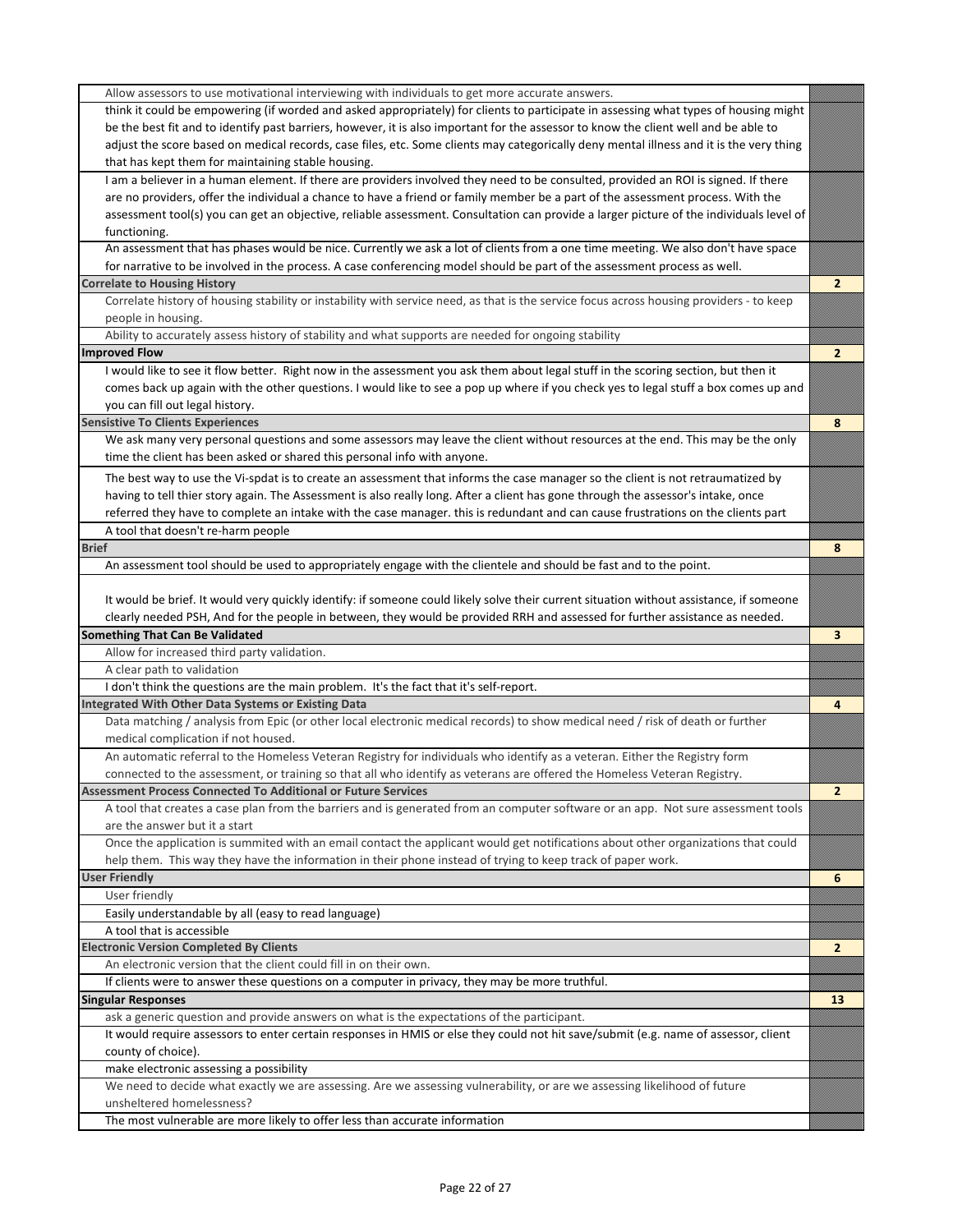| | |
|---|---|
| Allow assessors to use motivational interviewing with individuals to get more accurate answers. | |
| think it could be empowering (if worded and asked appropriately) for clients to participate in assessing what types of housing might be the best fit and to identify past barriers, however, it is also important for the assessor to know the client well and be able to adjust the score based on medical records, case files, etc. Some clients may categorically deny mental illness and it is the very thing that has kept them for maintaining stable housing. | |
| I am a believer in a human element. If there are providers involved they need to be consulted, provided an ROI is signed. If there are no providers, offer the individual a chance to have a friend or family member be a part of the assessment process. With the assessment tool(s) you can get an objective, reliable assessment. Consultation can provide a larger picture of the individuals level of functioning. | |
| An assessment that has phases would be nice. Currently we ask a lot of clients from a one time meeting. We also don't have space for narrative to be involved in the process. A case conferencing model should be part of the assessment process as well. | |
| **Correlate to Housing History** | **2** |
| Correlate history of housing stability or instability with service need, as that is the service focus across housing providers - to keep people in housing. | |
| Ability to accurately assess history of stability and what supports are needed for ongoing stability | |
| **Improved Flow** | **2** |
| I would like to see it flow better. Right now in the assessment you ask them about legal stuff in the scoring section, but then it comes back up again with the other questions. I would like to see a pop up where if you check yes to legal stuff a box comes up and you can fill out legal history. | |
| **Sensistive To Clients Experiences** | **8** |
| We ask many very personal questions and some assessors may leave the client without resources at the end. This may be the only time the client has been asked or shared this personal info with anyone. | |
| The best way to use the Vi-spdat is to create an assessment that informs the case manager so the client is not retraumatized by having to tell thier story again. The Assessment is also really long. After a client has gone through the assessor's intake, once referred they have to complete an intake with the case manager. this is redundant and can cause frustrations on the clients part | |
| A tool that doesn't re-harm people | |
| **Brief** | **8** |
| An assessment tool should be used to appropriately engage with the clientele and should be fast and to the point. | |
| It would be brief. It would very quickly identify: if someone could likely solve their current situation without assistance, if someone clearly needed PSH, And for the people in between, they would be provided RRH and assessed for further assistance as needed. | |
| **Something That Can Be Validated** | **3** |
| Allow for increased third party validation. | |
| A clear path to validation | |
| I don't think the questions are the main problem. It's the fact that it's self-report. | |
| **Integrated With Other Data Systems or Existing Data** | **4** |
| Data matching / analysis from Epic (or other local electronic medical records) to show medical need / risk of death or further medical complication if not housed. | |
| An automatic referral to the Homeless Veteran Registry for individuals who identify as a veteran. Either the Registry form connected to the assessment, or training so that all who identify as veterans are offered the Homeless Veteran Registry. | |
| **Assessment Process Connected To Additional or Future Services** | **2** |
| A tool that creates a case plan from the barriers and is generated from an computer software or an app. Not sure assessment tools are the answer but it a start | |
| Once the application is summited with an email contact the applicant would get notifications about other organizations that could help them. This way they have the information in their phone instead of trying to keep track of paper work. | |
| **User Friendly** | **6** |
| User friendly | |
| Easily understandable by all (easy to read language) | |
| A tool that is accessible | |
| **Electronic Version Completed By Clients** | **2** |
| An electronic version that the client could fill in on their own. | |
| If clients were to answer these questions on a computer in privacy, they may be more truthful. | |
| **Singular Responses** | **13** |
| ask a generic question and provide answers on what is the expectations of the participant. | |
| It would require assessors to enter certain responses in HMIS or else they could not hit save/submit (e.g. name of assessor, client county of choice). | |
| make electronic assessing a possibility | |
| We need to decide what exactly we are assessing. Are we assessing vulnerability, or are we assessing likelihood of future unsheltered homelessness? | |
| The most vulnerable are more likely to offer less than accurate information | |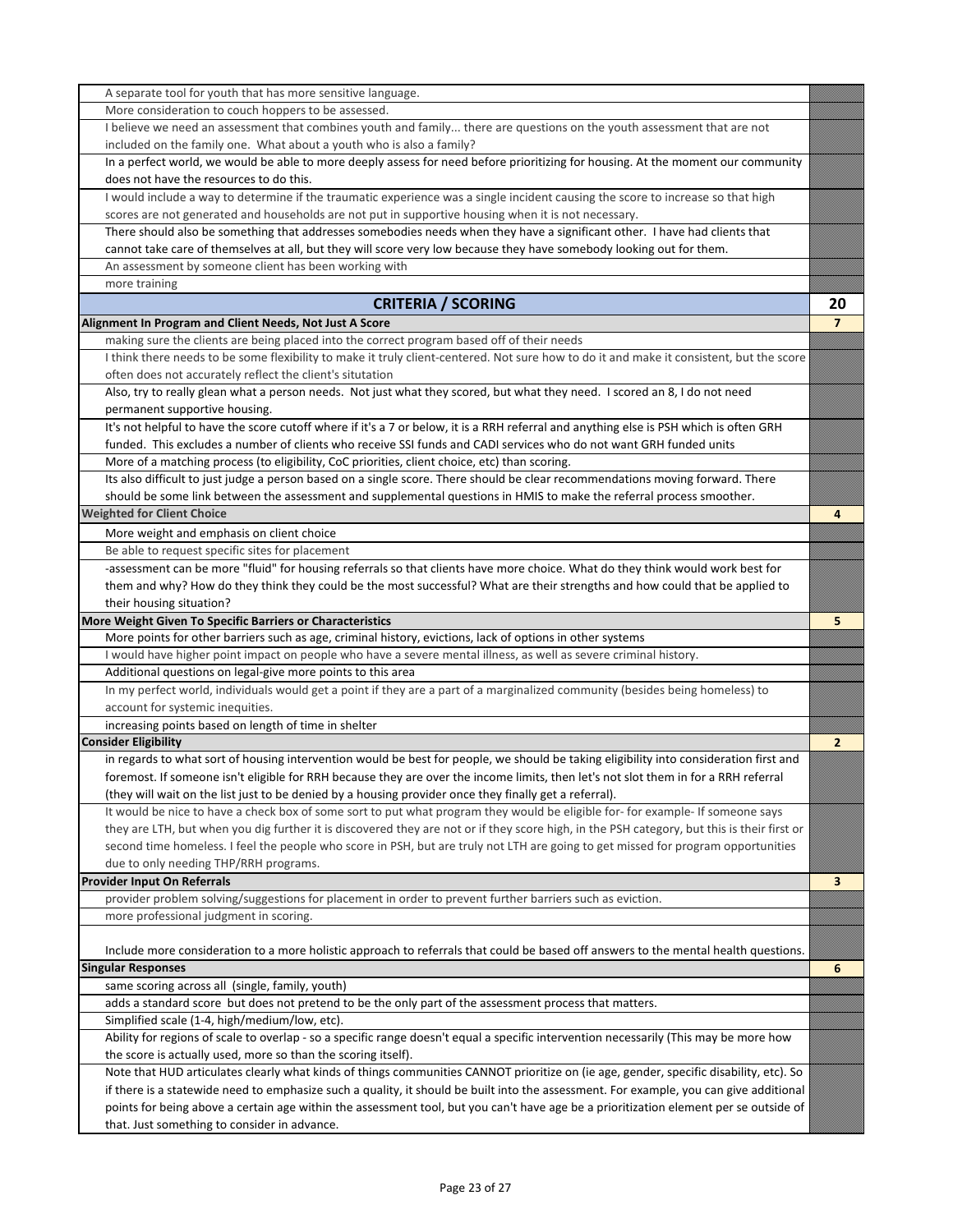| | |
|---|---|
| A separate tool for youth that has more sensitive language. | |
| More consideration to couch hoppers to be assessed. | |
| I believe we need an assessment that combines youth and family... there are questions on the youth assessment that are not included on the family one. What about a youth who is also a family? | |
| In a perfect world, we would be able to more deeply assess for need before prioritizing for housing. At the moment our community does not have the resources to do this. | |
| I would include a way to determine if the traumatic experience was a single incident causing the score to increase so that high scores are not generated and households are not put in supportive housing when it is not necessary. | |
| There should also be something that addresses somebodies needs when they have a significant other. I have had clients that cannot take care of themselves at all, but they will score very low because they have somebody looking out for them. | |
| An assessment by someone client has been working with | |
| more training | |
| **CRITERIA / SCORING** | **20** |
| **Alignment In Program and Client Needs, Not Just A Score** | **7** |
| making sure the clients are being placed into the correct program based off of their needs | |
| I think there needs to be some flexibility to make it truly client-centered. Not sure how to do it and make it consistent, but the score often does not accurately reflect the client's situtation | |
| Also, try to really glean what a person needs. Not just what they scored, but what they need. I scored an 8, I do not need permanent supportive housing. | |
| It's not helpful to have the score cutoff where if it's a 7 or below, it is a RRH referral and anything else is PSH which is often GRH funded. This excludes a number of clients who receive SSI funds and CADI services who do not want GRH funded units | |
| More of a matching process (to eligibility, CoC priorities, client choice, etc) than scoring. | |
| Its also difficult to just judge a person based on a single score. There should be clear recommendations moving forward. There should be some link between the assessment and supplemental questions in HMIS to make the referral process smoother. | |
| **Weighted for Client Choice** | **4** |
| More weight and emphasis on client choice | |
| Be able to request specific sites for placement | |
| -assessment can be more "fluid" for housing referrals so that clients have more choice. What do they think would work best for them and why? How do they think they could be the most successful? What are their strengths and how could that be applied to their housing situation? | |
| **More Weight Given To Specific Barriers or Characteristics** | **5** |
| More points for other barriers such as age, criminal history, evictions, lack of options in other systems | |
| I would have higher point impact on people who have a severe mental illness, as well as severe criminal history. | |
| Additional questions on legal-give more points to this area | |
| In my perfect world, individuals would get a point if they are a part of a marginalized community (besides being homeless) to account for systemic inequities. | |
| increasing points based on length of time in shelter | |
| **Consider Eligibility** | **2** |
| in regards to what sort of housing intervention would be best for people, we should be taking eligibility into consideration first and foremost. If someone isn't eligible for RRH because they are over the income limits, then let's not slot them in for a RRH referral (they will wait on the list just to be denied by a housing provider once they finally get a referral). | |
| It would be nice to have a check box of some sort to put what program they would be eligible for- for example- If someone says they are LTH, but when you dig further it is discovered they are not or if they score high, in the PSH category, but this is their first or second time homeless. I feel the people who score in PSH, but are truly not LTH are going to get missed for program opportunities due to only needing THP/RRH programs. | |
| **Provider Input On Referrals** | **3** |
| provider problem solving/suggestions for placement in order to prevent further barriers such as eviction. | |
| more professional judgment in scoring. | |
| Include more consideration to a more holistic approach to referrals that could be based off answers to the mental health questions. | |
| **Singular Responses** | **6** |
| same scoring across all (single, family, youth) | |
| adds a standard score but does not pretend to be the only part of the assessment process that matters. | |
| Simplified scale (1-4, high/medium/low, etc). | |
| Ability for regions of scale to overlap - so a specific range doesn't equal a specific intervention necessarily (This may be more how the score is actually used, more so than the scoring itself). | |
| Note that HUD articulates clearly what kinds of things communities CANNOT prioritize on (ie age, gender, specific disability, etc). So if there is a statewide need to emphasize such a quality, it should be built into the assessment. For example, you can give additional points for being above a certain age within the assessment tool, but you can't have age be a prioritization element per se outside of that. Just something to consider in advance. | |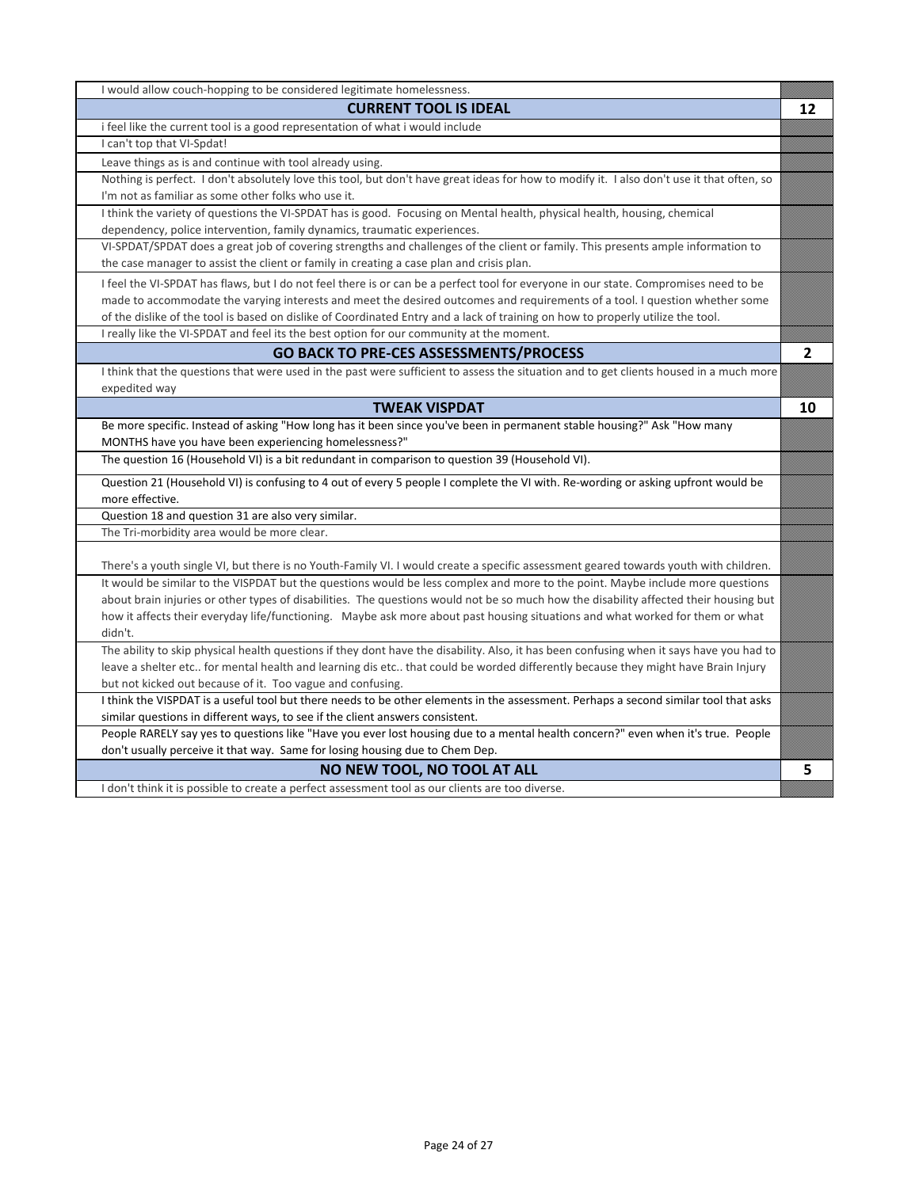| | |
|---|---|
| I would allow couch-hopping to be considered legitimate homelessness. | |
| **CURRENT TOOL IS IDEAL** | **12** |
| i feel like the current tool is a good representation of what i would include | |
| I can't top that VI-Spdat! | |
| Leave things as is and continue with tool already using. | |
| Nothing is perfect. I don't absolutely love this tool, but don't have great ideas for how to modify it. I also don't use it that often, so I'm not as familiar as some other folks who use it. | |
| I think the variety of questions the VI-SPDAT has is good. Focusing on Mental health, physical health, housing, chemical dependency, police intervention, family dynamics, traumatic experiences. | |
| VI-SPDAT/SPDAT does a great job of covering strengths and challenges of the client or family. This presents ample information to the case manager to assist the client or family in creating a case plan and crisis plan. | |
| I feel the VI-SPDAT has flaws, but I do not feel there is or can be a perfect tool for everyone in our state. Compromises need to be made to accommodate the varying interests and meet the desired outcomes and requirements of a tool. I question whether some of the dislike of the tool is based on dislike of Coordinated Entry and a lack of training on how to properly utilize the tool. | |
| I really like the VI-SPDAT and feel its the best option for our community at the moment. | |
| **GO BACK TO PRE-CES ASSESSMENTS/PROCESS** | **2** |
| I think that the questions that were used in the past were sufficient to assess the situation and to get clients housed in a much more expedited way | |
| **TWEAK VISPDAT** | **10** |
| Be more specific. Instead of asking "How long has it been since you've been in permanent stable housing?" Ask "How many MONTHS have you have been experiencing homelessness?" | |
| The question 16 (Household VI) is a bit redundant in comparison to question 39 (Household VI). | |
| Question 21 (Household VI) is confusing to 4 out of every 5 people I complete the VI with. Re-wording or asking upfront would be more effective. | |
| Question 18 and question 31 are also very similar. | |
| The Tri-morbidity area would be more clear. | |
| There's a youth single VI, but there is no Youth-Family VI. I would create a specific assessment geared towards youth with children. | |
| It would be similar to the VISPDAT but the questions would be less complex and more to the point. Maybe include more questions about brain injuries or other types of disabilities. The questions would not be so much how the disability affected their housing but how it affects their everyday life/functioning. Maybe ask more about past housing situations and what worked for them or what didn't. | |
| The ability to skip physical health questions if they dont have the disability. Also, it has been confusing when it says have you had to leave a shelter etc.. for mental health and learning dis etc.. that could be worded differently because they might have Brain Injury but not kicked out because of it. Too vague and confusing. | |
| I think the VISPDAT is a useful tool but there needs to be other elements in the assessment. Perhaps a second similar tool that asks similar questions in different ways, to see if the client answers consistent. | |
| People RARELY say yes to questions like "Have you ever lost housing due to a mental health concern?" even when it's true. People don't usually perceive it that way. Same for losing housing due to Chem Dep. | |
| **NO NEW TOOL, NO TOOL AT ALL** | **5** |
| I don't think it is possible to create a perfect assessment tool as our clients are too diverse. | |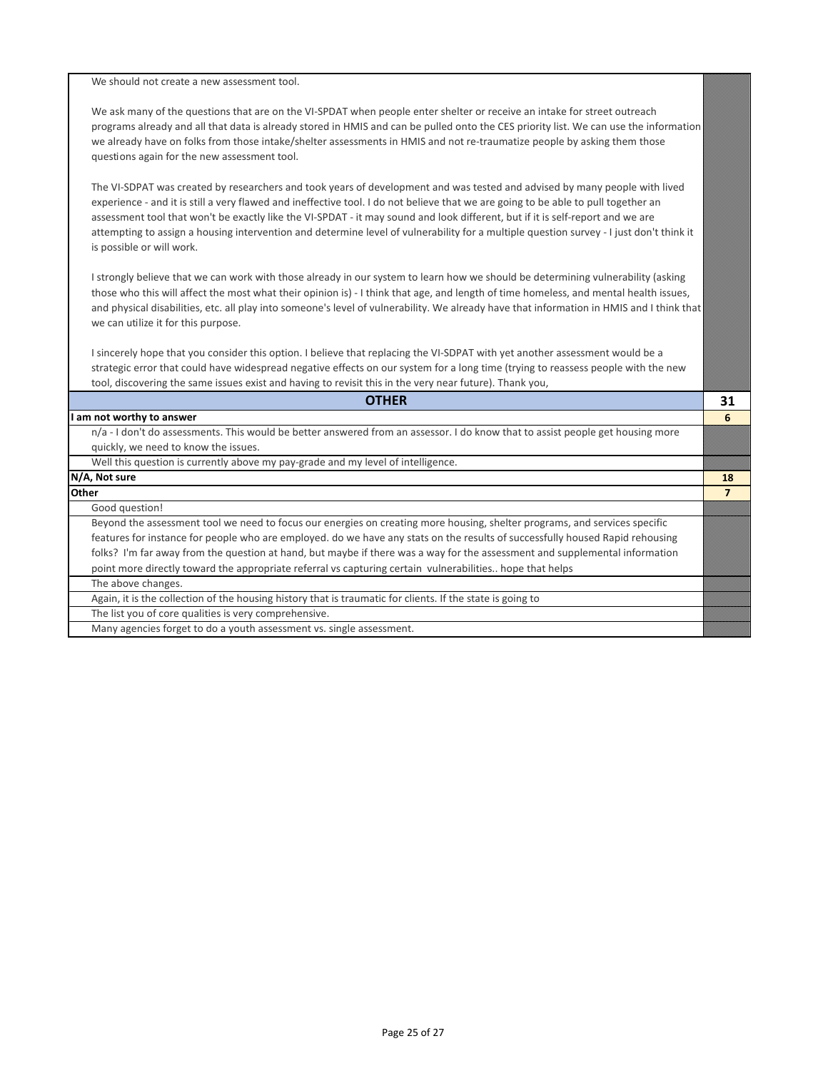| | |
|---|---|
| We should not create a new assessment tool.<br><br>We ask many of the questions that are on the VI-SPDAT when people enter shelter or receive an intake for street outreach programs already and all that data is already stored in HMIS and can be pulled onto the CES priority list. We can use the information we already have on folks from those intake/shelter assessments in HMIS and not re-traumatize people by asking them those questions again for the new assessment tool.<br><br>The VI-SDPAT was created by researchers and took years of development and was tested and advised by many people with lived experience - and it is still a very flawed and ineffective tool. I do not believe that we are going to be able to pull together an assessment tool that won't be exactly like the VI-SPDAT - it may sound and look different, but if it is self-report and we are attempting to assign a housing intervention and determine level of vulnerability for a multiple question survey - I just don't think it is possible or will work.<br><br>I strongly believe that we can work with those already in our system to learn how we should be determining vulnerability (asking those who this will affect the most what their opinion is) - I think that age, and length of time homeless, and mental health issues, and physical disabilities, etc. all play into someone's level of vulnerability. We already have that information in HMIS and I think that we can utilize it for this purpose.<br><br>I sincerely hope that you consider this option. I believe that replacing the VI-SDPAT with yet another assessment would be a strategic error that could have widespread negative effects on our system for a long time (trying to reassess people with the new tool, discovering the same issues exist and having to revisit this in the very near future). Thank you, | |
| **OTHER** | **31** |
| **I am not worthy to answer** | **6** |
| n/a - I don't do assessments. This would be better answered from an assessor. I do know that to assist people get housing more quickly, we need to know the issues. | |
| Well this question is currently above my pay-grade and my level of intelligence. | |
| **N/A, Not sure** | **18** |
| **Other** | **7** |
| Good question! | |
| Beyond the assessment tool we need to focus our energies on creating more housing, shelter programs, and services specific features for instance for people who are employed. do we have any stats on the results of successfully housed Rapid rehousing folks? I'm far away from the question at hand, but maybe if there was a way for the assessment and supplemental information point more directly toward the appropriate referral vs capturing certain vulnerabilities.. hope that helps | |
| The above changes. | |
| Again, it is the collection of the housing history that is traumatic for clients. If the state is going to | |
| The list you of core qualities is very comprehensive. | |
| Many agencies forget to do a youth assessment vs. single assessment. | |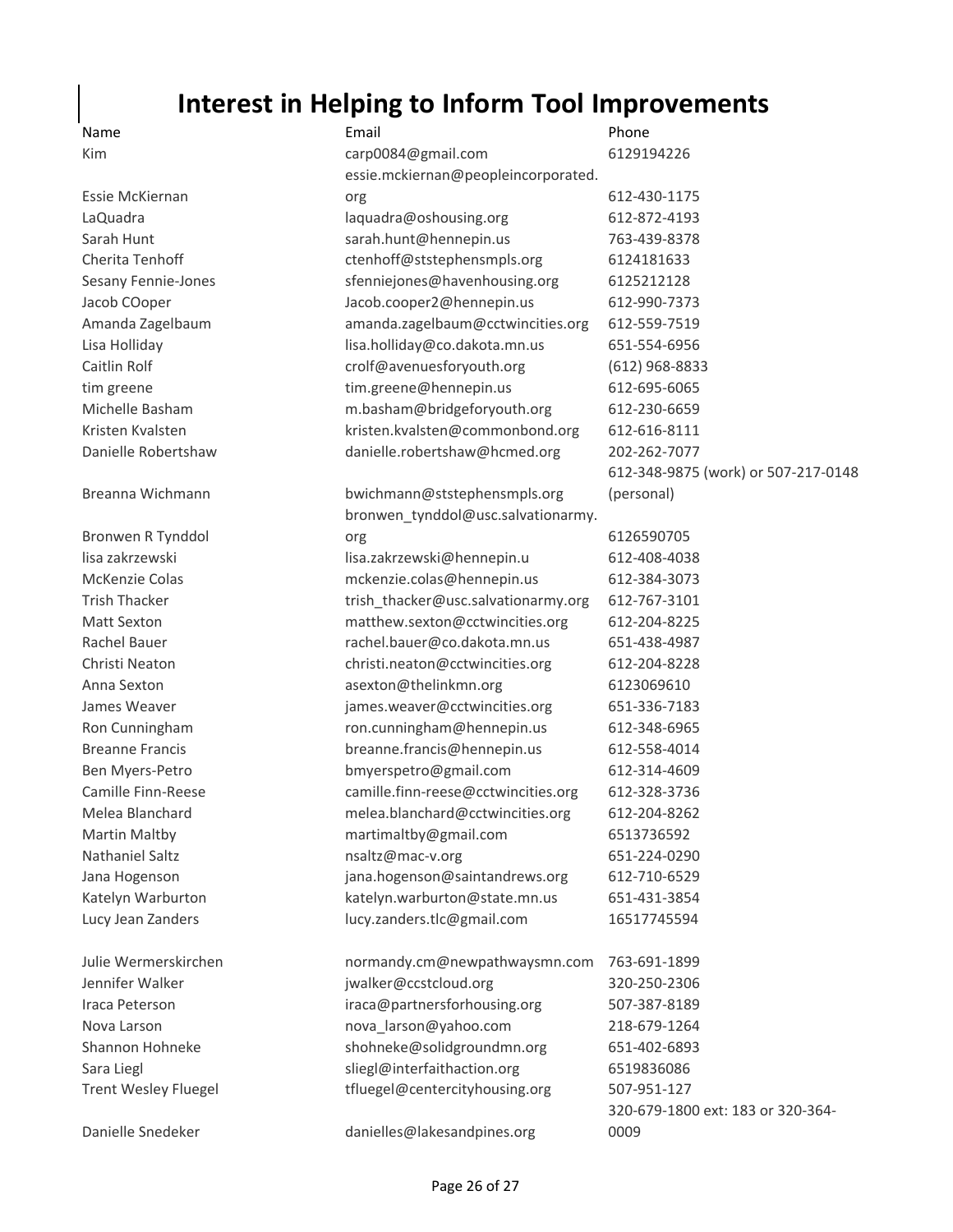# Interest in Helping to Inform Tool Improvements

| Name | Email | Phone |
|---|---|---|
| Kim | carp0084@gmail.com | 6129194226 |
| Essie McKiernan | essie.mckiernan@peopleincorporated.org | 612-430-1175 |
| LaQuadra | laquadra@oshousing.org | 612-872-4193 |
| Sarah Hunt | sarah.hunt@hennepin.us | 763-439-8378 |
| Cherita Tenhoff | ctenhoff@ststephensmpls.org | 6124181633 |
| Sesany Fennie-Jones | sfenniejones@havenhousing.org | 6125212128 |
| Jacob COoper | Jacob.cooper2@hennepin.us | 612-990-7373 |
| Amanda Zagelbaum | amanda.zagelbaum@cctwincities.org | 612-559-7519 |
| Lisa Holliday | lisa.holliday@co.dakota.mn.us | 651-554-6956 |
| Caitlin Rolf | crolf@avenuesforyouth.org | (612) 968-8833 |
| tim greene | tim.greene@hennepin.us | 612-695-6065 |
| Michelle Basham | m.basham@bridgeforyouth.org | 612-230-6659 |
| Kristen Kvalsten | kristen.kvalsten@commonbond.org | 612-616-8111 |
| Danielle Robertshaw | danielle.robertshaw@hcmed.org | 202-262-7077 |
| Breanna Wichmann | bwichmann@ststephensmpls.org | 612-348-9875 (work) or 507-217-0148 (personal) |
| Bronwen R Tynddol | bronwen_tynddol@usc.salvationarmy.org | 6126590705 |
| lisa zakrzewski | lisa.zakrzewski@hennepin.u | 612-408-4038 |
| McKenzie Colas | mckenzie.colas@hennepin.us | 612-384-3073 |
| Trish Thacker | trish_thacker@usc.salvationarmy.org | 612-767-3101 |
| Matt Sexton | matthew.sexton@cctwincities.org | 612-204-8225 |
| Rachel Bauer | rachel.bauer@co.dakota.mn.us | 651-438-4987 |
| Christi Neaton | christi.neaton@cctwincities.org | 612-204-8228 |
| Anna Sexton | asexton@thelinkmn.org | 6123069610 |
| James Weaver | james.weaver@cctwincities.org | 651-336-7183 |
| Ron Cunningham | ron.cunningham@hennepin.us | 612-348-6965 |
| Breanne Francis | breanne.francis@hennepin.us | 612-558-4014 |
| Ben Myers-Petro | bmyerspetro@gmail.com | 612-314-4609 |
| Camille Finn-Reese | camille.finn-reese@cctwincities.org | 612-328-3736 |
| Melea Blanchard | melea.blanchard@cctwincities.org | 612-204-8262 |
| Martin Maltby | martimaltby@gmail.com | 6513736592 |
| Nathaniel Saltz | nsaltz@mac-v.org | 651-224-0290 |
| Jana Hogenson | jana.hogenson@saintandrews.org | 612-710-6529 |
| Katelyn Warburton | katelyn.warburton@state.mn.us | 651-431-3854 |
| Lucy Jean Zanders | lucy.zanders.tlc@gmail.com | 16517745594 |
| Julie Wermerskirchen | normandy.cm@newpathwaysmn.com | 763-691-1899 |
| Jennifer Walker | jwalker@ccstcloud.org | 320-250-2306 |
| Iraca Peterson | iraca@partnersforhousing.org | 507-387-8189 |
| Nova Larson | nova_larson@yahoo.com | 218-679-1264 |
| Shannon Hohneke | shohneke@solidgroundmn.org | 651-402-6893 |
| Sara Liegl | sliegl@interfaithaction.org | 6519836086 |
| Trent Wesley Fluegel | tfluegel@centercityhousing.org | 507-951-127 |
| Danielle Snedeker | danielles@lakesandpines.org | 320-679-1800 ext: 183 or 320-364-0009 |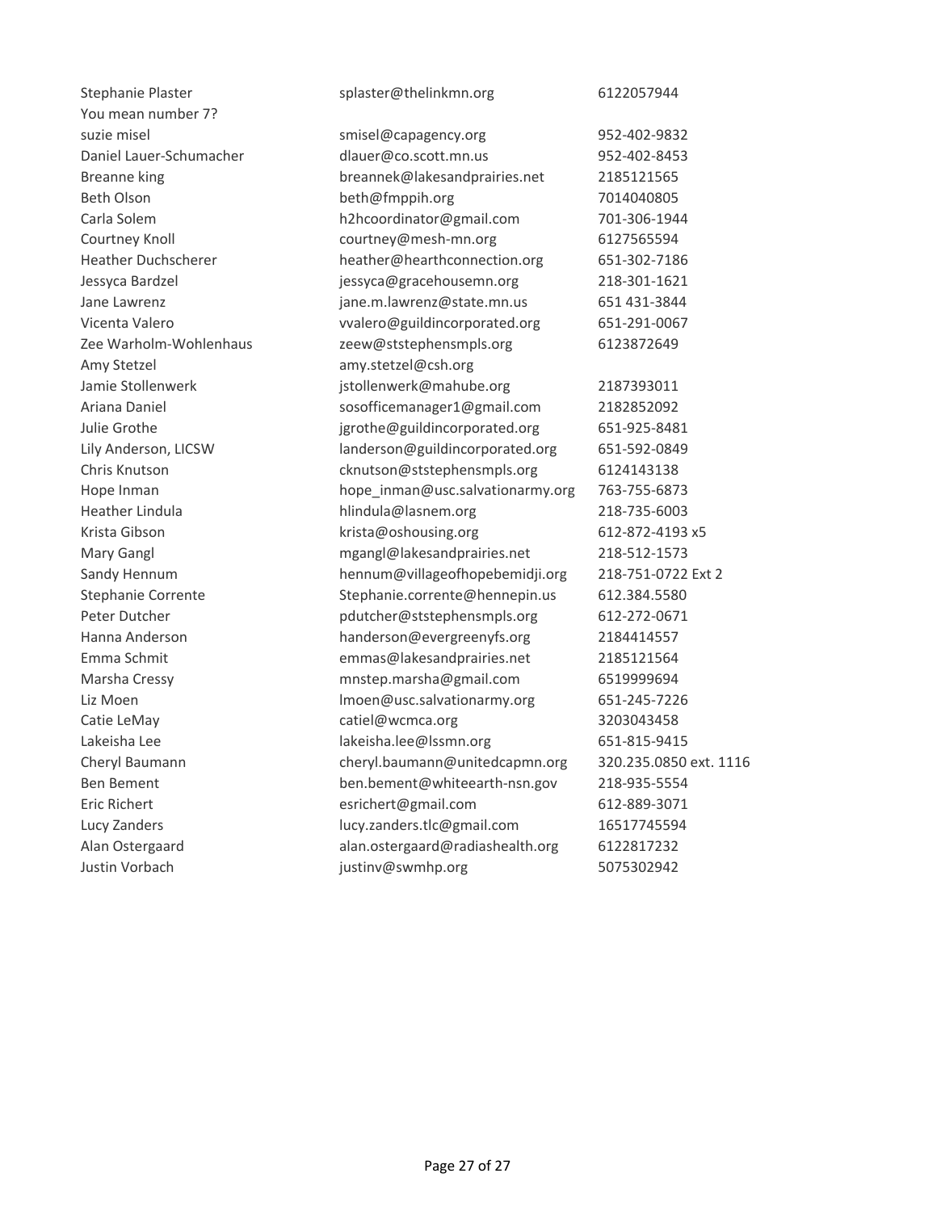| | | |
|---|---|---|
| Stephanie Plaster | splaster@thelinkmn.org | 6122057944 |
| You mean number 7? | | |
| suzie misel | smisel@capagency.org | 952-402-9832 |
| Daniel Lauer-Schumacher | dlauer@co.scott.mn.us | 952-402-8453 |
| Breanne king | breannek@lakesandprairies.net | 2185121565 |
| Beth Olson | beth@fmppih.org | 7014040805 |
| Carla Solem | h2hcoordinator@gmail.com | 701-306-1944 |
| Courtney Knoll | courtney@mesh-mn.org | 6127565594 |
| Heather Duchscherer | heather@hearthconnection.org | 651-302-7186 |
| Jessyca Bardzel | jessyca@gracehousemn.org | 218-301-1621 |
| Jane Lawrenz | jane.m.lawrenz@state.mn.us | 651 431-3844 |
| Vicenta Valero | vvalero@guildincorporated.org | 651-291-0067 |
| Zee Warholm-Wohlenhaus | zeew@ststephensmpls.org | 6123872649 |
| Amy Stetzel | amy.stetzel@csh.org | |
| Jamie Stollenwerk | jstollenwerk@mahube.org | 2187393011 |
| Ariana Daniel | sosofficemanager1@gmail.com | 2182852092 |
| Julie Grothe | jgrothe@guildincorporated.org | 651-925-8481 |
| Lily Anderson, LICSW | landerson@guildincorporated.org | 651-592-0849 |
| Chris Knutson | cknutson@ststephensmpls.org | 6124143138 |
| Hope Inman | hope_inman@usc.salvationarmy.org | 763-755-6873 |
| Heather Lindula | hlindula@lasnem.org | 218-735-6003 |
| Krista Gibson | krista@oshousing.org | 612-872-4193 x5 |
| Mary Gangl | mgangl@lakesandprairies.net | 218-512-1573 |
| Sandy Hennum | hennum@villageofhopebemidji.org | 218-751-0722 Ext 2 |
| Stephanie Corrente | Stephanie.corrente@hennepin.us | 612.384.5580 |
| Peter Dutcher | pdutcher@ststephensmpls.org | 612-272-0671 |
| Hanna Anderson | handerson@evergreenyfs.org | 2184414557 |
| Emma Schmit | emmas@lakesandprairies.net | 2185121564 |
| Marsha Cressy | mnstep.marsha@gmail.com | 6519999694 |
| Liz Moen | lmoen@usc.salvationarmy.org | 651-245-7226 |
| Catie LeMay | catiel@wcmca.org | 3203043458 |
| Lakeisha Lee | lakeisha.lee@lssmn.org | 651-815-9415 |
| Cheryl Baumann | cheryl.baumann@unitedcapmn.org | 320.235.0850 ext. 1116 |
| Ben Bement | ben.bement@whiteearth-nsn.gov | 218-935-5554 |
| Eric Richert | esrichert@gmail.com | 612-889-3071 |
| Lucy Zanders | lucy.zanders.tlc@gmail.com | 16517745594 |
| Alan Ostergaard | alan.ostergaard@radiashealth.org | 6122817232 |
| Justin Vorbach | justinv@swmhp.org | 5075302942 |